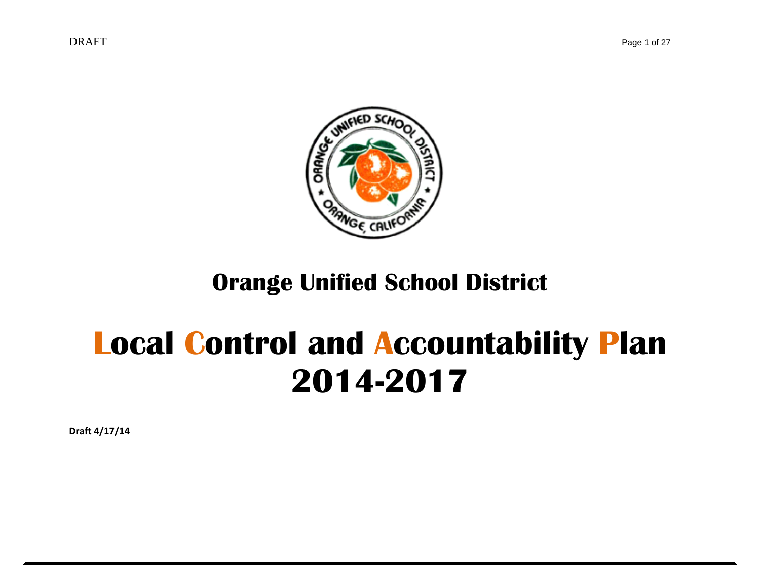# Orange Unified School District

# Local Control and Accountability Plan 2014-2017

**Draft 4/17/14**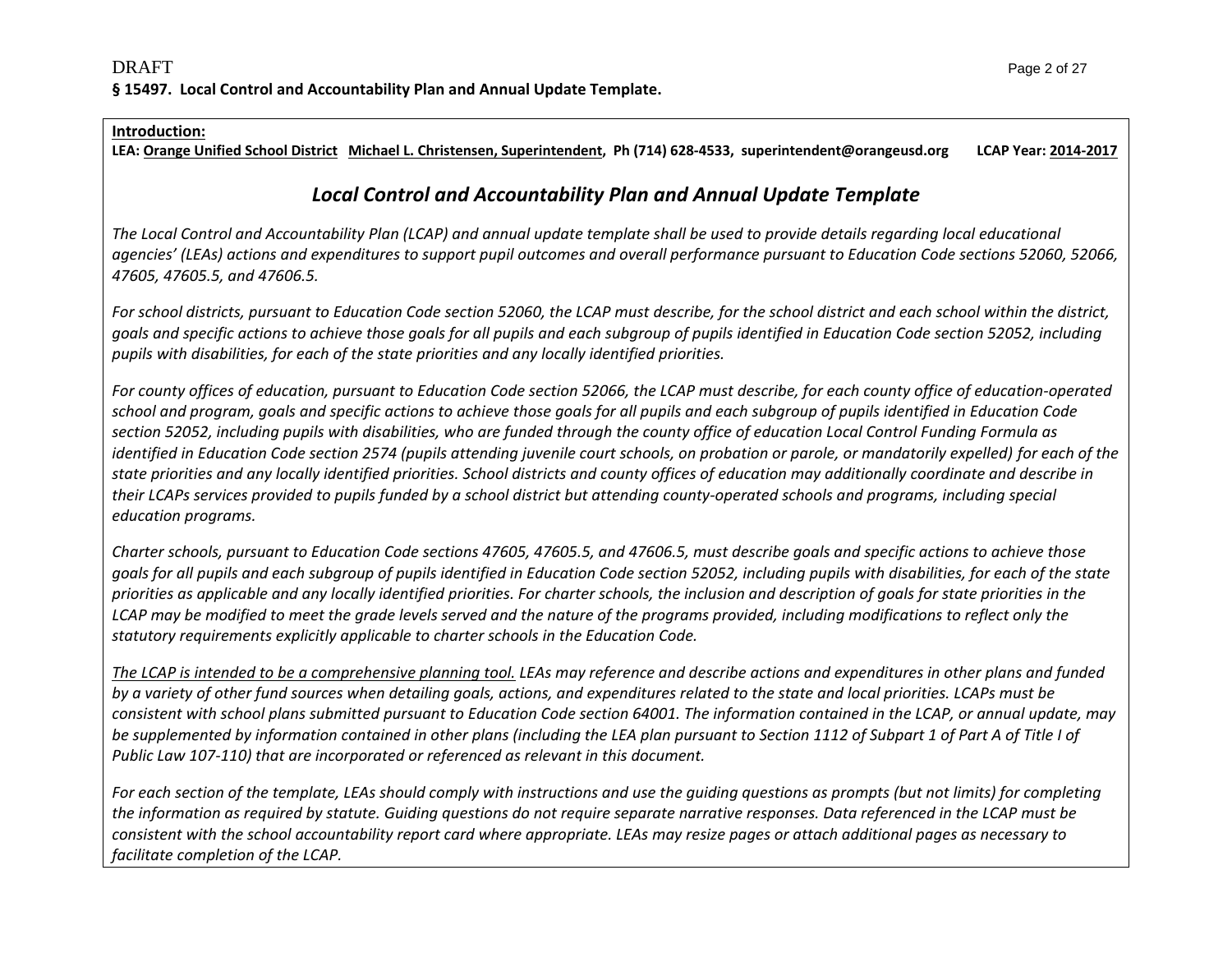DRAFT

**§ 15497. Local Control and Accountability Plan and Annual Update Template.**

**Introduction:**

**LEA: Orange Unified School District Michael L. Christensen, Superintendent, Ph (714) 628-4533, superintendent@orangeusd.org LCAP Year: 2014-2017**

## *Local Control and Accountability Plan and Annual Update Template*

*The Local Control and Accountability Plan (LCAP) and annual update template shall be used to provide details regarding local educational agencies' (LEAs) actions and expenditures to support pupil outcomes and overall performance pursuant to Education Code sections 52060, 52066, 47605, 47605.5, and 47606.5.*

*For school districts, pursuant to Education Code section 52060, the LCAP must describe, for the school district and each school within the district, goals and specific actions to achieve those goals for all pupils and each subgroup of pupils identified in Education Code section 52052, including pupils with disabilities, for each of the state priorities and any locally identified priorities.*

*For county offices of education, pursuant to Education Code section 52066, the LCAP must describe, for each county office of education-operated school and program, goals and specific actions to achieve those goals for all pupils and each subgroup of pupils identified in Education Code section 52052, including pupils with disabilities, who are funded through the county office of education Local Control Funding Formula as identified in Education Code section 2574 (pupils attending juvenile court schools, on probation or parole, or mandatorily expelled) for each of the state priorities and any locally identified priorities. School districts and county offices of education may additionally coordinate and describe in their LCAPs services provided to pupils funded by a school district but attending county-operated schools and programs, including special education programs.*

*Charter schools, pursuant to Education Code sections 47605, 47605.5, and 47606.5, must describe goals and specific actions to achieve those goals for all pupils and each subgroup of pupils identified in Education Code section 52052, including pupils with disabilities, for each of the state priorities as applicable and any locally identified priorities. For charter schools, the inclusion and description of goals for state priorities in the LCAP may be modified to meet the grade levels served and the nature of the programs provided, including modifications to reflect only the statutory requirements explicitly applicable to charter schools in the Education Code.*

*The LCAP is intended to be a comprehensive planning tool. LEAs may reference and describe actions and expenditures in other plans and funded by a variety of other fund sources when detailing goals, actions, and expenditures related to the state and local priorities. LCAPs must be consistent with school plans submitted pursuant to Education Code section 64001. The information contained in the LCAP, or annual update, may be supplemented by information contained in other plans (including the LEA plan pursuant to Section 1112 of Subpart 1 of Part A of Title I of Public Law 107-110) that are incorporated or referenced as relevant in this document.*

*For each section of the template, LEAs should comply with instructions and use the guiding questions as prompts (but not limits) for completing the information as required by statute. Guiding questions do not require separate narrative responses. Data referenced in the LCAP must be consistent with the school accountability report card where appropriate. LEAs may resize pages or attach additional pages as necessary to facilitate completion of the LCAP.*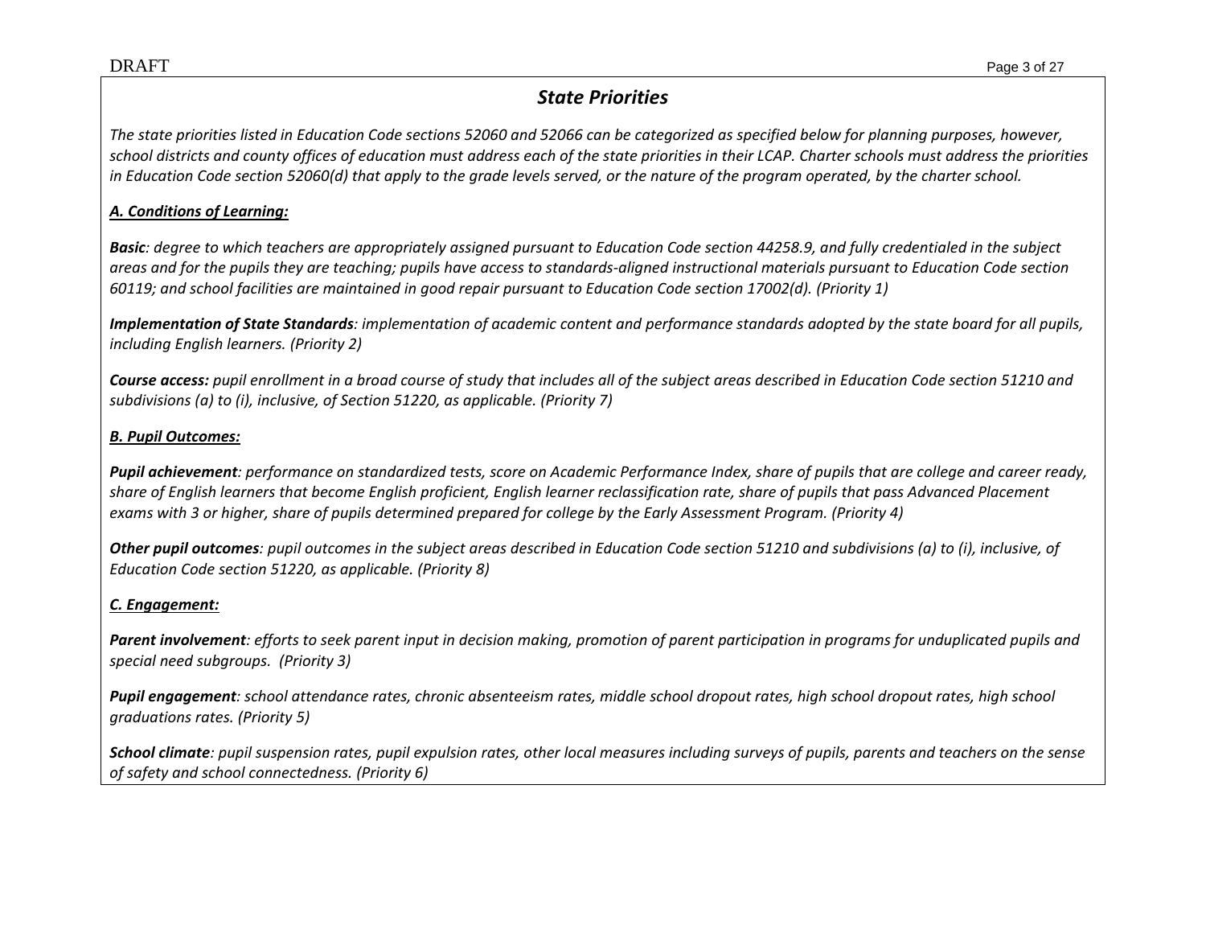## *State Priorities*

*The state priorities listed in Education Code sections 52060 and 52066 can be categorized as specified below for planning purposes, however, school districts and county offices of education must address each of the state priorities in their LCAP. Charter schools must address the priorities in Education Code section 52060(d) that apply to the grade levels served, or the nature of the program operated, by the charter school.*

***A. Conditions of Learning:***

***Basic****: degree to which teachers are appropriately assigned pursuant to Education Code section 44258.9, and fully credentialed in the subject areas and for the pupils they are teaching; pupils have access to standards-aligned instructional materials pursuant to Education Code section 60119; and school facilities are maintained in good repair pursuant to Education Code section 17002(d). (Priority 1)*

***Implementation of State Standards****: implementation of academic content and performance standards adopted by the state board for all pupils, including English learners. (Priority 2)*

***Course access:*** *pupil enrollment in a broad course of study that includes all of the subject areas described in Education Code section 51210 and subdivisions (a) to (i), inclusive, of Section 51220, as applicable. (Priority 7)*

***B. Pupil Outcomes:***

***Pupil achievement****: performance on standardized tests, score on Academic Performance Index, share of pupils that are college and career ready, share of English learners that become English proficient, English learner reclassification rate, share of pupils that pass Advanced Placement exams with 3 or higher, share of pupils determined prepared for college by the Early Assessment Program. (Priority 4)*

***Other pupil outcomes****: pupil outcomes in the subject areas described in Education Code section 51210 and subdivisions (a) to (i), inclusive, of Education Code section 51220, as applicable. (Priority 8)*

***C. Engagement:***

***Parent involvement****: efforts to seek parent input in decision making, promotion of parent participation in programs for unduplicated pupils and special need subgroups. (Priority 3)*

***Pupil engagement****: school attendance rates, chronic absenteeism rates, middle school dropout rates, high school dropout rates, high school graduations rates. (Priority 5)*

***School climate****: pupil suspension rates, pupil expulsion rates, other local measures including surveys of pupils, parents and teachers on the sense of safety and school connectedness. (Priority 6)*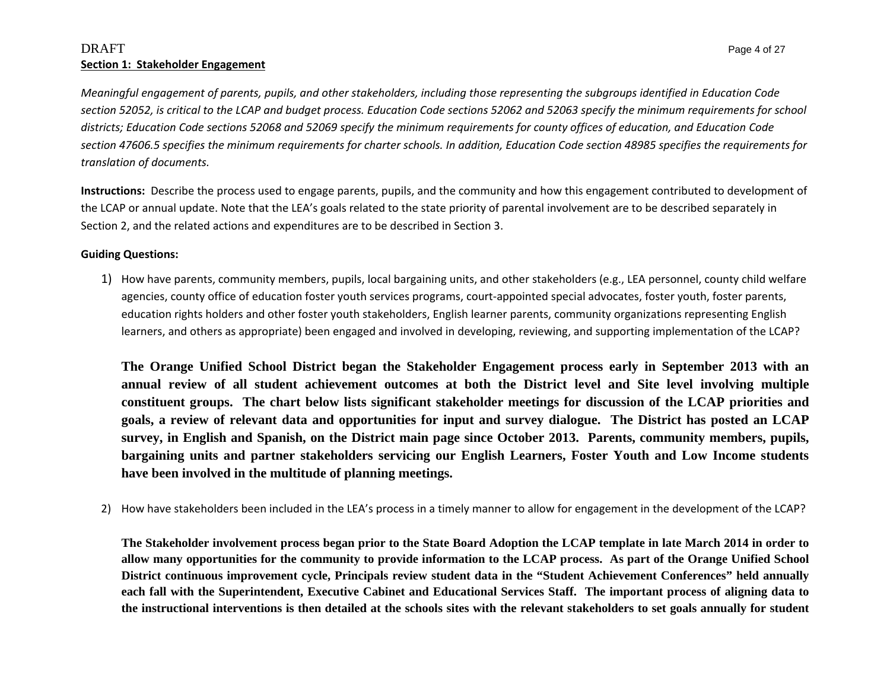DRAFT

**Section 1: Stakeholder Engagement**

*Meaningful engagement of parents, pupils, and other stakeholders, including those representing the subgroups identified in Education Code section 52052, is critical to the LCAP and budget process. Education Code sections 52062 and 52063 specify the minimum requirements for school districts; Education Code sections 52068 and 52069 specify the minimum requirements for county offices of education, and Education Code section 47606.5 specifies the minimum requirements for charter schools. In addition, Education Code section 48985 specifies the requirements for translation of documents.*

**Instructions:** Describe the process used to engage parents, pupils, and the community and how this engagement contributed to development of the LCAP or annual update. Note that the LEA's goals related to the state priority of parental involvement are to be described separately in Section 2, and the related actions and expenditures are to be described in Section 3.

**Guiding Questions:**

1) How have parents, community members, pupils, local bargaining units, and other stakeholders (e.g., LEA personnel, county child welfare agencies, county office of education foster youth services programs, court-appointed special advocates, foster youth, foster parents, education rights holders and other foster youth stakeholders, English learner parents, community organizations representing English learners, and others as appropriate) been engaged and involved in developing, reviewing, and supporting implementation of the LCAP?

   **The Orange Unified School District began the Stakeholder Engagement process early in September 2013 with an annual review of all student achievement outcomes at both the District level and Site level involving multiple constituent groups. The chart below lists significant stakeholder meetings for discussion of the LCAP priorities and goals, a review of relevant data and opportunities for input and survey dialogue. The District has posted an LCAP survey, in English and Spanish, on the District main page since October 2013. Parents, community members, pupils, bargaining units and partner stakeholders servicing our English Learners, Foster Youth and Low Income students have been involved in the multitude of planning meetings.**

2) How have stakeholders been included in the LEA's process in a timely manner to allow for engagement in the development of the LCAP?

   **The Stakeholder involvement process began prior to the State Board Adoption the LCAP template in late March 2014 in order to allow many opportunities for the community to provide information to the LCAP process. As part of the Orange Unified School District continuous improvement cycle, Principals review student data in the "Student Achievement Conferences" held annually each fall with the Superintendent, Executive Cabinet and Educational Services Staff. The important process of aligning data to the instructional interventions is then detailed at the schools sites with the relevant stakeholders to set goals annually for student**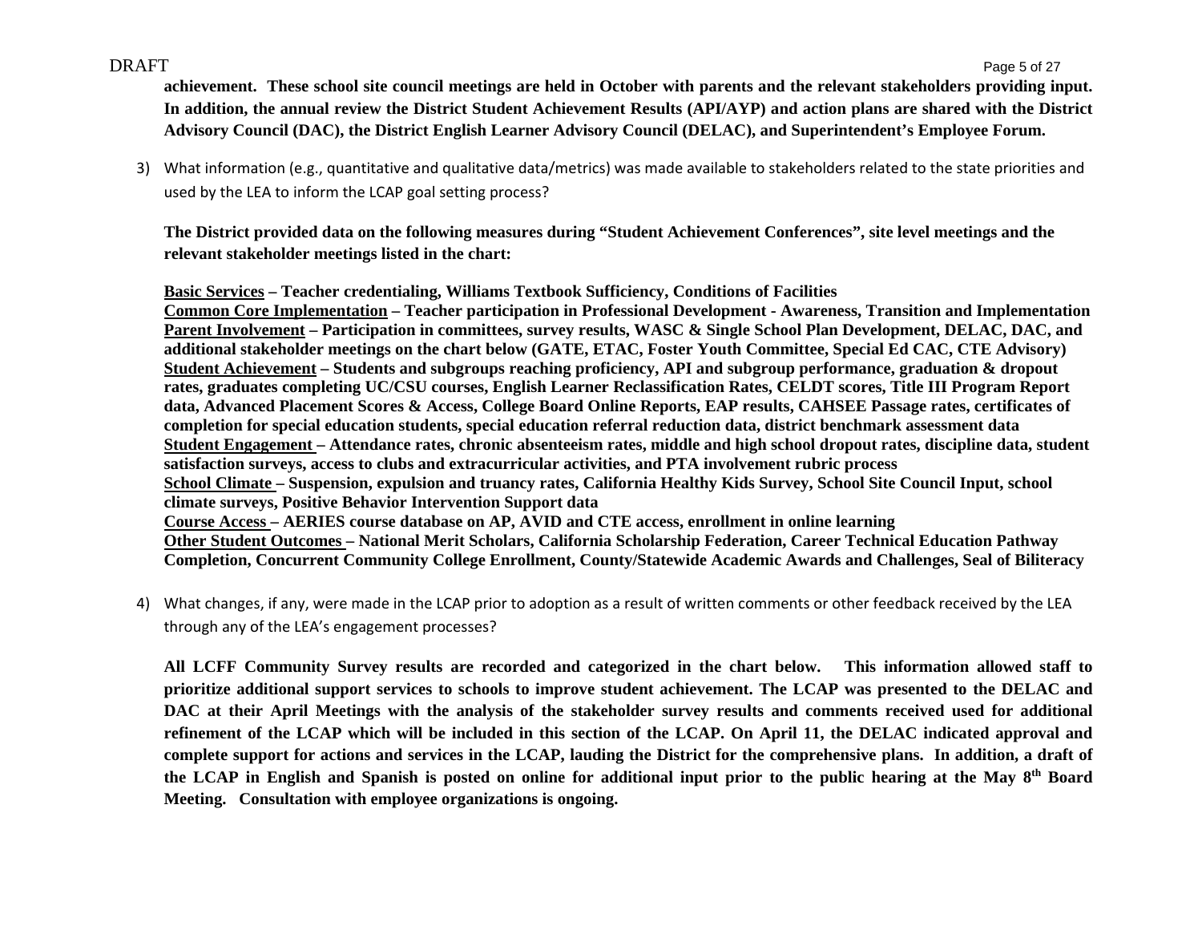**achievement. These school site council meetings are held in October with parents and the relevant stakeholders providing input. In addition, the annual review the District Student Achievement Results (API/AYP) and action plans are shared with the District Advisory Council (DAC), the District English Learner Advisory Council (DELAC), and Superintendent's Employee Forum.**

3) What information (e.g., quantitative and qualitative data/metrics) was made available to stakeholders related to the state priorities and used by the LEA to inform the LCAP goal setting process?

**The District provided data on the following measures during "Student Achievement Conferences", site level meetings and the relevant stakeholder meetings listed in the chart:**

**Basic Services – Teacher credentialing, Williams Textbook Sufficiency, Conditions of Facilities**
**Common Core Implementation – Teacher participation in Professional Development - Awareness, Transition and Implementation**
**Parent Involvement – Participation in committees, survey results, WASC & Single School Plan Development, DELAC, DAC, and additional stakeholder meetings on the chart below (GATE, ETAC, Foster Youth Committee, Special Ed CAC, CTE Advisory)**
**Student Achievement – Students and subgroups reaching proficiency, API and subgroup performance, graduation & dropout rates, graduates completing UC/CSU courses, English Learner Reclassification Rates, CELDT scores, Title III Program Report data, Advanced Placement Scores & Access, College Board Online Reports, EAP results, CAHSEE Passage rates, certificates of completion for special education students, special education referral reduction data, district benchmark assessment data**
**Student Engagement – Attendance rates, chronic absenteeism rates, middle and high school dropout rates, discipline data, student satisfaction surveys, access to clubs and extracurricular activities, and PTA involvement rubric process**
**School Climate – Suspension, expulsion and truancy rates, California Healthy Kids Survey, School Site Council Input, school climate surveys, Positive Behavior Intervention Support data**
**Course Access – AERIES course database on AP, AVID and CTE access, enrollment in online learning**
**Other Student Outcomes – National Merit Scholars, California Scholarship Federation, Career Technical Education Pathway Completion, Concurrent Community College Enrollment, County/Statewide Academic Awards and Challenges, Seal of Biliteracy**

4) What changes, if any, were made in the LCAP prior to adoption as a result of written comments or other feedback received by the LEA through any of the LEA's engagement processes?

**All LCFF Community Survey results are recorded and categorized in the chart below. This information allowed staff to prioritize additional support services to schools to improve student achievement. The LCAP was presented to the DELAC and DAC at their April Meetings with the analysis of the stakeholder survey results and comments received used for additional refinement of the LCAP which will be included in this section of the LCAP. On April 11, the DELAC indicated approval and complete support for actions and services in the LCAP, lauding the District for the comprehensive plans. In addition, a draft of the LCAP in English and Spanish is posted on online for additional input prior to the public hearing at the May 8th Board Meeting. Consultation with employee organizations is ongoing.**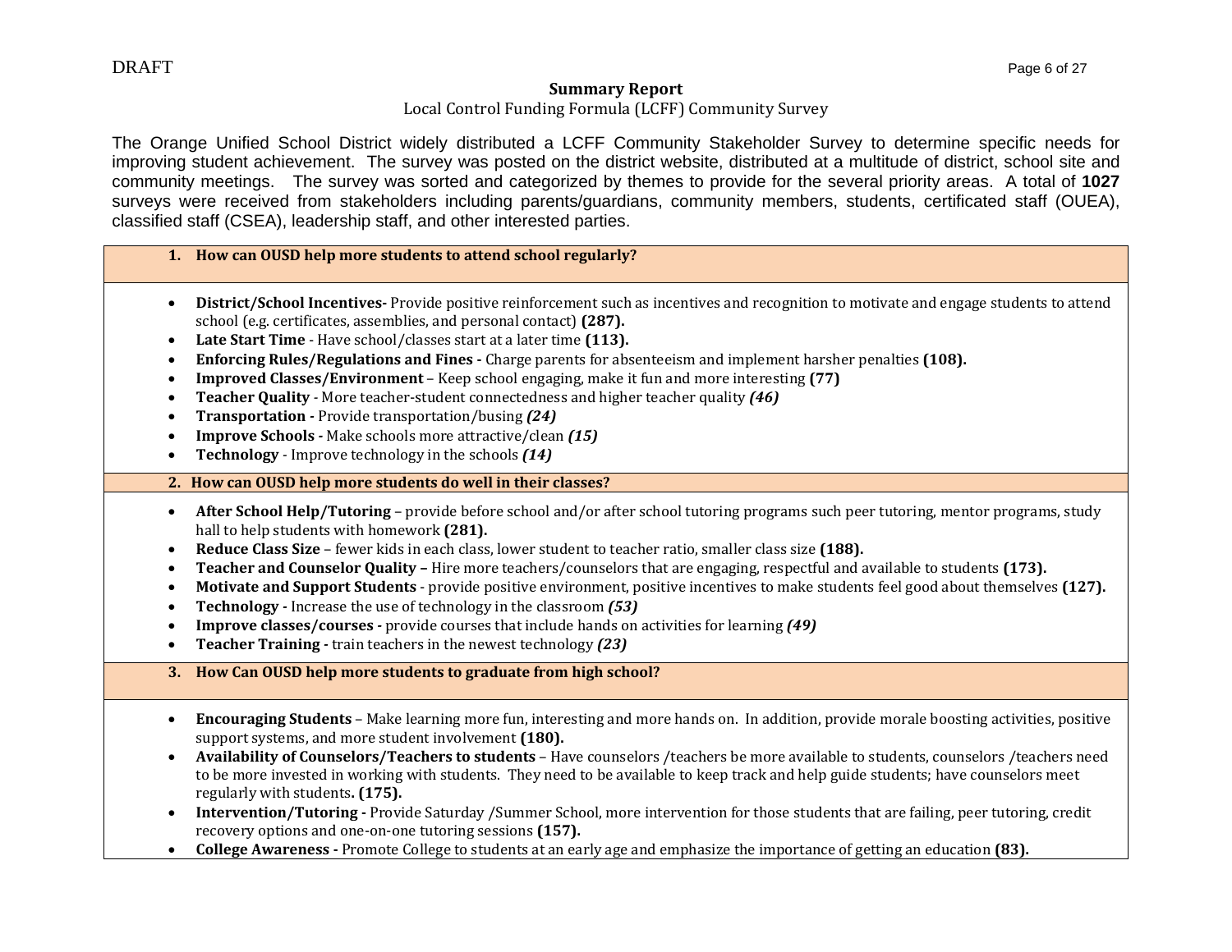DRAFT

## Summary Report

Local Control Funding Formula (LCFF) Community Survey

The Orange Unified School District widely distributed a LCFF Community Stakeholder Survey to determine specific needs for improving student achievement. The survey was posted on the district website, distributed at a multitude of district, school site and community meetings. The survey was sorted and categorized by themes to provide for the several priority areas. A total of **1027** surveys were received from stakeholders including parents/guardians, community members, students, certificated staff (OUEA), classified staff (CSEA), leadership staff, and other interested parties.

### 1. How can OUSD help more students to attend school regularly?

- **District/School Incentives-** Provide positive reinforcement such as incentives and recognition to motivate and engage students to attend school (e.g. certificates, assemblies, and personal contact) **(287).**
- **Late Start Time** - Have school/classes start at a later time **(113).**
- **Enforcing Rules/Regulations and Fines -** Charge parents for absenteeism and implement harsher penalties **(108).**
- **Improved Classes/Environment** – Keep school engaging, make it fun and more interesting **(77)**
- **Teacher Quality** - More teacher-student connectedness and higher teacher quality ***(46)***
- **Transportation -** Provide transportation/busing ***(24)***
- **Improve Schools -** Make schools more attractive/clean ***(15)***
- **Technology** - Improve technology in the schools ***(14)***

### 2. How can OUSD help more students do well in their classes?

- **After School Help/Tutoring** – provide before school and/or after school tutoring programs such peer tutoring, mentor programs, study hall to help students with homework **(281).**
- **Reduce Class Size** – fewer kids in each class, lower student to teacher ratio, smaller class size **(188).**
- **Teacher and Counselor Quality –** Hire more teachers/counselors that are engaging, respectful and available to students **(173).**
- **Motivate and Support Students** - provide positive environment, positive incentives to make students feel good about themselves **(127).**
- **Technology -** Increase the use of technology in the classroom ***(53)***
- **Improve classes/courses -** provide courses that include hands on activities for learning ***(49)***
- **Teacher Training -** train teachers in the newest technology ***(23)***

### 3. How Can OUSD help more students to graduate from high school?

- **Encouraging Students** – Make learning more fun, interesting and more hands on. In addition, provide morale boosting activities, positive support systems, and more student involvement **(180).**
- **Availability of Counselors/Teachers to students** – Have counselors /teachers be more available to students, counselors /teachers need to be more invested in working with students. They need to be available to keep track and help guide students; have counselors meet regularly with students**. (175).**
- **Intervention/Tutoring -** Provide Saturday /Summer School, more intervention for those students that are failing, peer tutoring, credit recovery options and one-on-one tutoring sessions **(157).**
- **College Awareness -** Promote College to students at an early age and emphasize the importance of getting an education **(83).**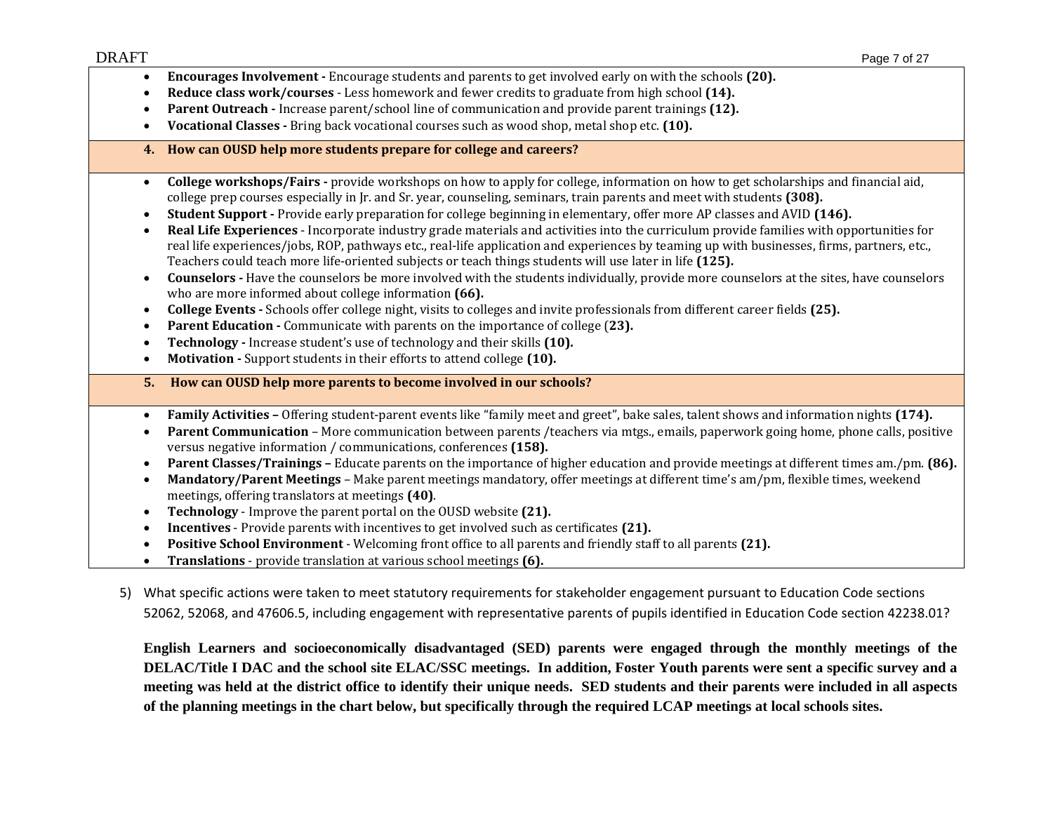- **Encourages Involvement -** Encourage students and parents to get involved early on with the schools **(20).**
- **Reduce class work/courses** - Less homework and fewer credits to graduate from high school **(14).**
- **Parent Outreach -** Increase parent/school line of communication and provide parent trainings **(12).**
- **Vocational Classes -** Bring back vocational courses such as wood shop, metal shop etc. **(10).**

**4. How can OUSD help more students prepare for college and careers?**

- **College workshops/Fairs -** provide workshops on how to apply for college, information on how to get scholarships and financial aid, college prep courses especially in Jr. and Sr. year, counseling, seminars, train parents and meet with students **(308).**
- **Student Support -** Provide early preparation for college beginning in elementary, offer more AP classes and AVID **(146).**
- **Real Life Experiences** - Incorporate industry grade materials and activities into the curriculum provide families with opportunities for real life experiences/jobs, ROP, pathways etc., real-life application and experiences by teaming up with businesses, firms, partners, etc., Teachers could teach more life-oriented subjects or teach things students will use later in life **(125).**
- **Counselors -** Have the counselors be more involved with the students individually, provide more counselors at the sites, have counselors who are more informed about college information **(66).**
- **College Events -** Schools offer college night, visits to colleges and invite professionals from different career fields **(25).**
- **Parent Education -** Communicate with parents on the importance of college (**23).**
- **Technology -** Increase student's use of technology and their skills **(10).**
- **Motivation -** Support students in their efforts to attend college **(10).**

**5. How can OUSD help more parents to become involved in our schools?**

- **Family Activities –** Offering student-parent events like "family meet and greet", bake sales, talent shows and information nights **(174).**
- **Parent Communication** – More communication between parents /teachers via mtgs., emails, paperwork going home, phone calls, positive versus negative information / communications, conferences **(158).**
- **Parent Classes/Trainings –** Educate parents on the importance of higher education and provide meetings at different times am./pm. **(86).**
- **Mandatory/Parent Meetings** – Make parent meetings mandatory, offer meetings at different time's am/pm, flexible times, weekend meetings, offering translators at meetings **(40)**.
- **Technology** - Improve the parent portal on the OUSD website **(21).**
- **Incentives** - Provide parents with incentives to get involved such as certificates **(21).**
- **Positive School Environment** - Welcoming front office to all parents and friendly staff to all parents **(21).**
- **Translations** - provide translation at various school meetings **(6).**

5) What specific actions were taken to meet statutory requirements for stakeholder engagement pursuant to Education Code sections 52062, 52068, and 47606.5, including engagement with representative parents of pupils identified in Education Code section 42238.01?

**English Learners and socioeconomically disadvantaged (SED) parents were engaged through the monthly meetings of the DELAC/Title I DAC and the school site ELAC/SSC meetings. In addition, Foster Youth parents were sent a specific survey and a meeting was held at the district office to identify their unique needs. SED students and their parents were included in all aspects of the planning meetings in the chart below, but specifically through the required LCAP meetings at local schools sites.**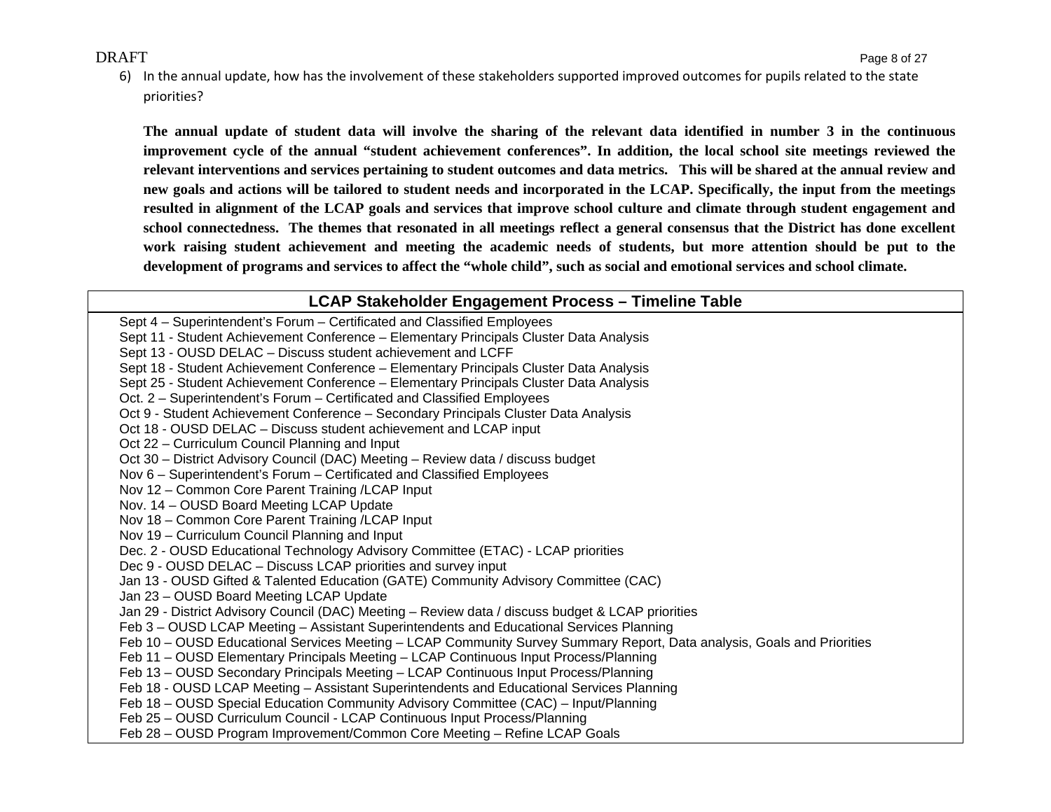6) In the annual update, how has the involvement of these stakeholders supported improved outcomes for pupils related to the state priorities?

**The annual update of student data will involve the sharing of the relevant data identified in number 3 in the continuous improvement cycle of the annual "student achievement conferences". In addition, the local school site meetings reviewed the relevant interventions and services pertaining to student outcomes and data metrics. This will be shared at the annual review and new goals and actions will be tailored to student needs and incorporated in the LCAP. Specifically, the input from the meetings resulted in alignment of the LCAP goals and services that improve school culture and climate through student engagement and school connectedness. The themes that resonated in all meetings reflect a general consensus that the District has done excellent work raising student achievement and meeting the academic needs of students, but more attention should be put to the development of programs and services to affect the "whole child", such as social and emotional services and school climate.**

| LCAP Stakeholder Engagement Process – Timeline Table |
|---|
| Sept 4 – Superintendent's Forum – Certificated and Classified Employees<br>Sept 11 - Student Achievement Conference – Elementary Principals Cluster Data Analysis<br>Sept 13 - OUSD DELAC – Discuss student achievement and LCFF<br>Sept 18 - Student Achievement Conference – Elementary Principals Cluster Data Analysis<br>Sept 25 - Student Achievement Conference – Elementary Principals Cluster Data Analysis<br>Oct. 2 – Superintendent's Forum – Certificated and Classified Employees<br>Oct 9 - Student Achievement Conference – Secondary Principals Cluster Data Analysis<br>Oct 18 - OUSD DELAC – Discuss student achievement and LCAP input<br>Oct 22 – Curriculum Council Planning and Input<br>Oct 30 – District Advisory Council (DAC) Meeting – Review data / discuss budget<br>Nov 6 – Superintendent's Forum – Certificated and Classified Employees<br>Nov 12 – Common Core Parent Training /LCAP Input<br>Nov. 14 – OUSD Board Meeting LCAP Update<br>Nov 18 – Common Core Parent Training /LCAP Input<br>Nov 19 – Curriculum Council Planning and Input<br>Dec. 2 - OUSD Educational Technology Advisory Committee (ETAC) - LCAP priorities<br>Dec 9 - OUSD DELAC – Discuss LCAP priorities and survey input<br>Jan 13 - OUSD Gifted & Talented Education (GATE) Community Advisory Committee (CAC)<br>Jan 23 – OUSD Board Meeting LCAP Update<br>Jan 29 - District Advisory Council (DAC) Meeting – Review data / discuss budget & LCAP priorities<br>Feb 3 – OUSD LCAP Meeting – Assistant Superintendents and Educational Services Planning<br>Feb 10 – OUSD Educational Services Meeting – LCAP Community Survey Summary Report, Data analysis, Goals and Priorities<br>Feb 11 – OUSD Elementary Principals Meeting – LCAP Continuous Input Process/Planning<br>Feb 13 – OUSD Secondary Principals Meeting – LCAP Continuous Input Process/Planning<br>Feb 18 - OUSD LCAP Meeting – Assistant Superintendents and Educational Services Planning<br>Feb 18 – OUSD Special Education Community Advisory Committee (CAC) – Input/Planning<br>Feb 25 – OUSD Curriculum Council - LCAP Continuous Input Process/Planning<br>Feb 28 – OUSD Program Improvement/Common Core Meeting – Refine LCAP Goals |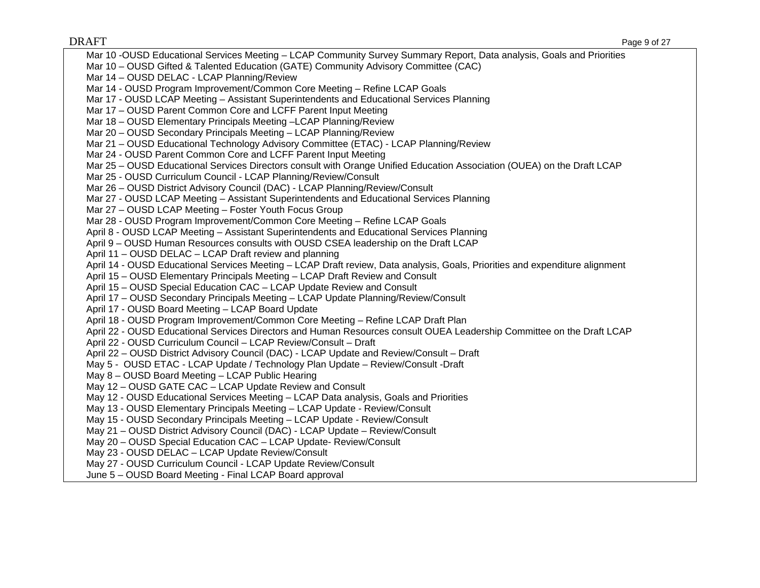Mar 10 -OUSD Educational Services Meeting – LCAP Community Survey Summary Report, Data analysis, Goals and Priorities
Mar 10 – OUSD Gifted & Talented Education (GATE) Community Advisory Committee (CAC)
Mar 14 – OUSD DELAC - LCAP Planning/Review
Mar 14 - OUSD Program Improvement/Common Core Meeting – Refine LCAP Goals
Mar 17 - OUSD LCAP Meeting – Assistant Superintendents and Educational Services Planning
Mar 17 – OUSD Parent Common Core and LCFF Parent Input Meeting
Mar 18 – OUSD Elementary Principals Meeting –LCAP Planning/Review
Mar 20 – OUSD Secondary Principals Meeting – LCAP Planning/Review
Mar 21 – OUSD Educational Technology Advisory Committee (ETAC) - LCAP Planning/Review
Mar 24 - OUSD Parent Common Core and LCFF Parent Input Meeting
Mar 25 – OUSD Educational Services Directors consult with Orange Unified Education Association (OUEA) on the Draft LCAP
Mar 25 - OUSD Curriculum Council - LCAP Planning/Review/Consult
Mar 26 – OUSD District Advisory Council (DAC) - LCAP Planning/Review/Consult
Mar 27 - OUSD LCAP Meeting – Assistant Superintendents and Educational Services Planning
Mar 27 – OUSD LCAP Meeting – Foster Youth Focus Group
Mar 28 - OUSD Program Improvement/Common Core Meeting – Refine LCAP Goals
April 8 - OUSD LCAP Meeting – Assistant Superintendents and Educational Services Planning
April 9 – OUSD Human Resources consults with OUSD CSEA leadership on the Draft LCAP
April 11 – OUSD DELAC – LCAP Draft review and planning
April 14 - OUSD Educational Services Meeting – LCAP Draft review, Data analysis, Goals, Priorities and expenditure alignment
April 15 – OUSD Elementary Principals Meeting – LCAP Draft Review and Consult
April 15 – OUSD Special Education CAC – LCAP Update Review and Consult
April 17 – OUSD Secondary Principals Meeting – LCAP Update Planning/Review/Consult
April 17 - OUSD Board Meeting – LCAP Board Update
April 18 - OUSD Program Improvement/Common Core Meeting – Refine LCAP Draft Plan
April 22 - OUSD Educational Services Directors and Human Resources consult OUEA Leadership Committee on the Draft LCAP
April 22 - OUSD Curriculum Council – LCAP Review/Consult – Draft
April 22 – OUSD District Advisory Council (DAC) - LCAP Update and Review/Consult – Draft
May 5 - OUSD ETAC - LCAP Update / Technology Plan Update – Review/Consult -Draft
May 8 – OUSD Board Meeting – LCAP Public Hearing
May 12 – OUSD GATE CAC – LCAP Update Review and Consult
May 12 - OUSD Educational Services Meeting – LCAP Data analysis, Goals and Priorities
May 13 - OUSD Elementary Principals Meeting – LCAP Update - Review/Consult
May 15 - OUSD Secondary Principals Meeting – LCAP Update - Review/Consult
May 21 – OUSD District Advisory Council (DAC) - LCAP Update – Review/Consult
May 20 – OUSD Special Education CAC – LCAP Update- Review/Consult
May 23 - OUSD DELAC – LCAP Update Review/Consult
May 27 - OUSD Curriculum Council - LCAP Update Review/Consult
June 5 – OUSD Board Meeting - Final LCAP Board approval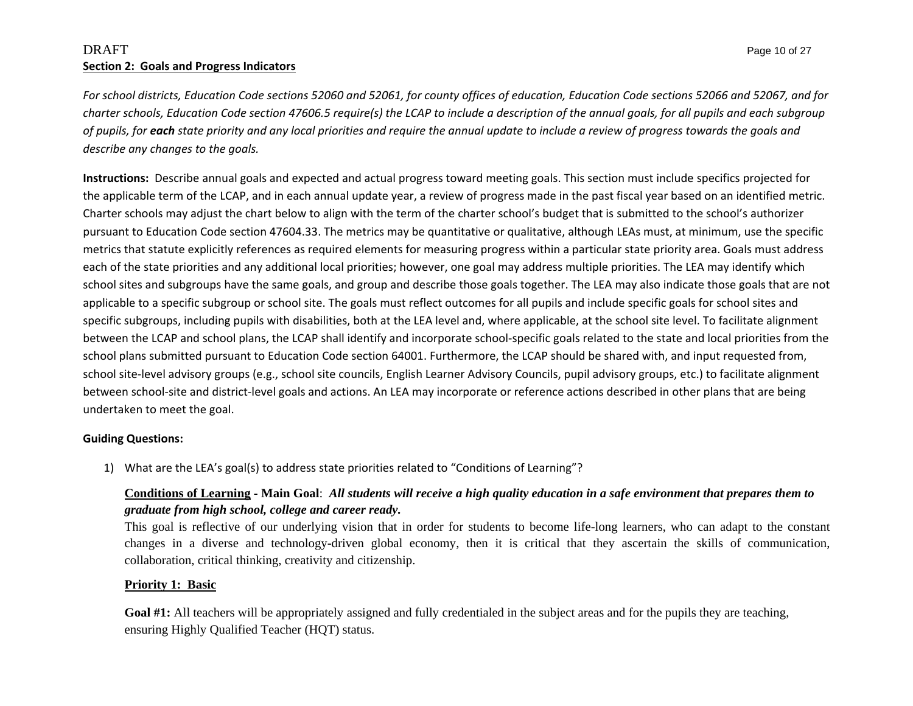DRAFT

## Section 2: Goals and Progress Indicators

*For school districts, Education Code sections 52060 and 52061, for county offices of education, Education Code sections 52066 and 52067, and for charter schools, Education Code section 47606.5 require(s) the LCAP to include a description of the annual goals, for all pupils and each subgroup of pupils, for* ***each*** *state priority and any local priorities and require the annual update to include a review of progress towards the goals and describe any changes to the goals.*

**Instructions:** Describe annual goals and expected and actual progress toward meeting goals. This section must include specifics projected for the applicable term of the LCAP, and in each annual update year, a review of progress made in the past fiscal year based on an identified metric. Charter schools may adjust the chart below to align with the term of the charter school's budget that is submitted to the school's authorizer pursuant to Education Code section 47604.33. The metrics may be quantitative or qualitative, although LEAs must, at minimum, use the specific metrics that statute explicitly references as required elements for measuring progress within a particular state priority area. Goals must address each of the state priorities and any additional local priorities; however, one goal may address multiple priorities. The LEA may identify which school sites and subgroups have the same goals, and group and describe those goals together. The LEA may also indicate those goals that are not applicable to a specific subgroup or school site. The goals must reflect outcomes for all pupils and include specific goals for school sites and specific subgroups, including pupils with disabilities, both at the LEA level and, where applicable, at the school site level. To facilitate alignment between the LCAP and school plans, the LCAP shall identify and incorporate school-specific goals related to the state and local priorities from the school plans submitted pursuant to Education Code section 64001. Furthermore, the LCAP should be shared with, and input requested from, school site-level advisory groups (e.g., school site councils, English Learner Advisory Councils, pupil advisory groups, etc.) to facilitate alignment between school-site and district-level goals and actions. An LEA may incorporate or reference actions described in other plans that are being undertaken to meet the goal.

**Guiding Questions:**

1) What are the LEA's goal(s) to address state priorities related to "Conditions of Learning"?

**Conditions of Learning - Main Goal**: ***All students will receive a high quality education in a safe environment that prepares them to graduate from high school, college and career ready.***

This goal is reflective of our underlying vision that in order for students to become life-long learners, who can adapt to the constant changes in a diverse and technology-driven global economy, then it is critical that they ascertain the skills of communication, collaboration, critical thinking, creativity and citizenship.

**Priority 1: Basic**

**Goal #1:** All teachers will be appropriately assigned and fully credentialed in the subject areas and for the pupils they are teaching, ensuring Highly Qualified Teacher (HQT) status.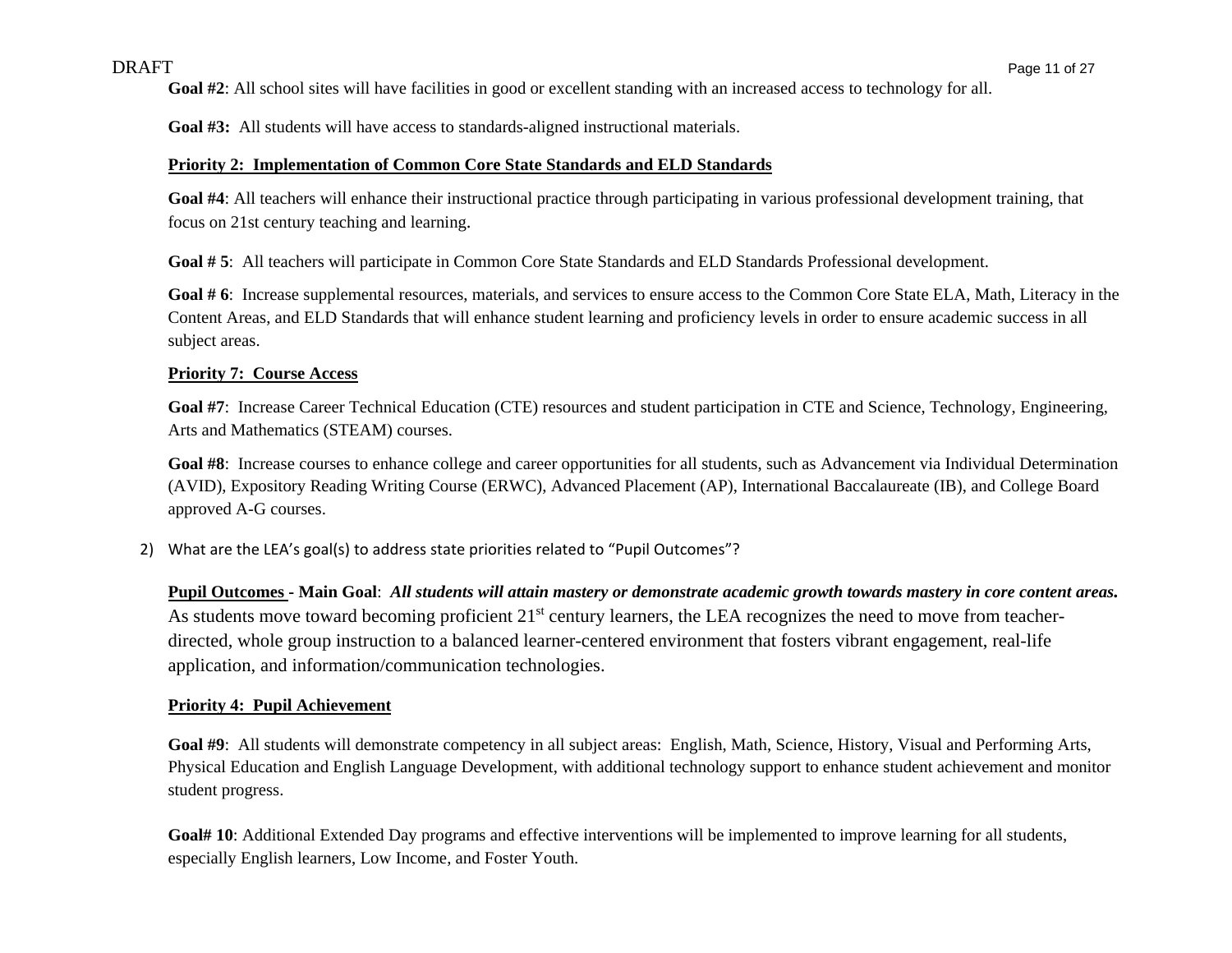**Goal #2**: All school sites will have facilities in good or excellent standing with an increased access to technology for all.

**Goal #3:** All students will have access to standards-aligned instructional materials.

**Priority 2: Implementation of Common Core State Standards and ELD Standards**

**Goal #4**: All teachers will enhance their instructional practice through participating in various professional development training, that focus on 21st century teaching and learning.

**Goal # 5**: All teachers will participate in Common Core State Standards and ELD Standards Professional development.

**Goal # 6**: Increase supplemental resources, materials, and services to ensure access to the Common Core State ELA, Math, Literacy in the Content Areas, and ELD Standards that will enhance student learning and proficiency levels in order to ensure academic success in all subject areas.

**Priority 7: Course Access**

**Goal #7**: Increase Career Technical Education (CTE) resources and student participation in CTE and Science, Technology, Engineering, Arts and Mathematics (STEAM) courses.

**Goal #8**: Increase courses to enhance college and career opportunities for all students, such as Advancement via Individual Determination (AVID), Expository Reading Writing Course (ERWC), Advanced Placement (AP), International Baccalaureate (IB), and College Board approved A-G courses.

2) What are the LEA's goal(s) to address state priorities related to "Pupil Outcomes"?

**Pupil Outcomes - Main Goal**: ***All students will attain mastery or demonstrate academic growth towards mastery in core content areas.*** As students move toward becoming proficient 21st century learners, the LEA recognizes the need to move from teacher-directed, whole group instruction to a balanced learner-centered environment that fosters vibrant engagement, real-life application, and information/communication technologies.

**Priority 4: Pupil Achievement**

**Goal #9**: All students will demonstrate competency in all subject areas: English, Math, Science, History, Visual and Performing Arts, Physical Education and English Language Development, with additional technology support to enhance student achievement and monitor student progress.

**Goal# 10**: Additional Extended Day programs and effective interventions will be implemented to improve learning for all students, especially English learners, Low Income, and Foster Youth.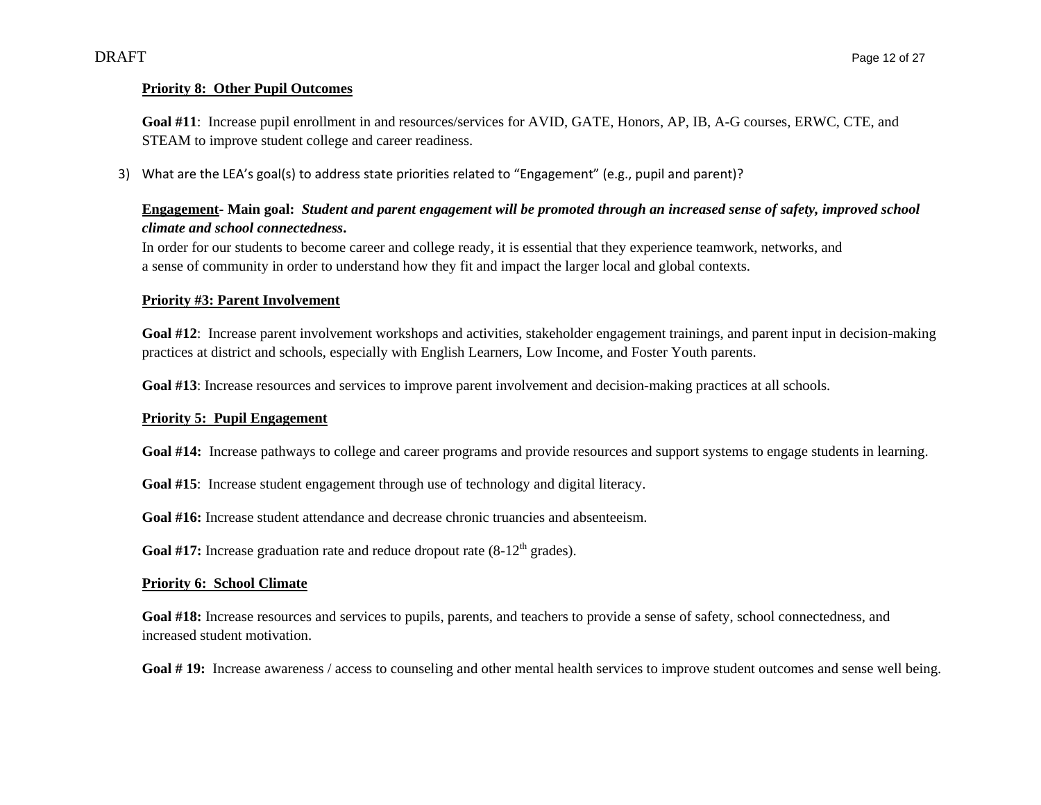**Priority 8: Other Pupil Outcomes**

**Goal #11**: Increase pupil enrollment in and resources/services for AVID, GATE, Honors, AP, IB, A-G courses, ERWC, CTE, and STEAM to improve student college and career readiness.

3) What are the LEA's goal(s) to address state priorities related to "Engagement" (e.g., pupil and parent)?

**Engagement- Main goal:** ***Student and parent engagement will be promoted through an increased sense of safety, improved school climate and school connectedness.***

In order for our students to become career and college ready, it is essential that they experience teamwork, networks, and a sense of community in order to understand how they fit and impact the larger local and global contexts.

**Priority #3: Parent Involvement**

**Goal #12**: Increase parent involvement workshops and activities, stakeholder engagement trainings, and parent input in decision-making practices at district and schools, especially with English Learners, Low Income, and Foster Youth parents.

**Goal #13**: Increase resources and services to improve parent involvement and decision-making practices at all schools.

**Priority 5: Pupil Engagement**

**Goal #14:** Increase pathways to college and career programs and provide resources and support systems to engage students in learning.

**Goal #15**: Increase student engagement through use of technology and digital literacy.

**Goal #16:** Increase student attendance and decrease chronic truancies and absenteeism.

**Goal #17:** Increase graduation rate and reduce dropout rate (8-12$^{th}$ grades).

**Priority 6: School Climate**

**Goal #18:** Increase resources and services to pupils, parents, and teachers to provide a sense of safety, school connectedness, and increased student motivation.

**Goal # 19:** Increase awareness / access to counseling and other mental health services to improve student outcomes and sense well being.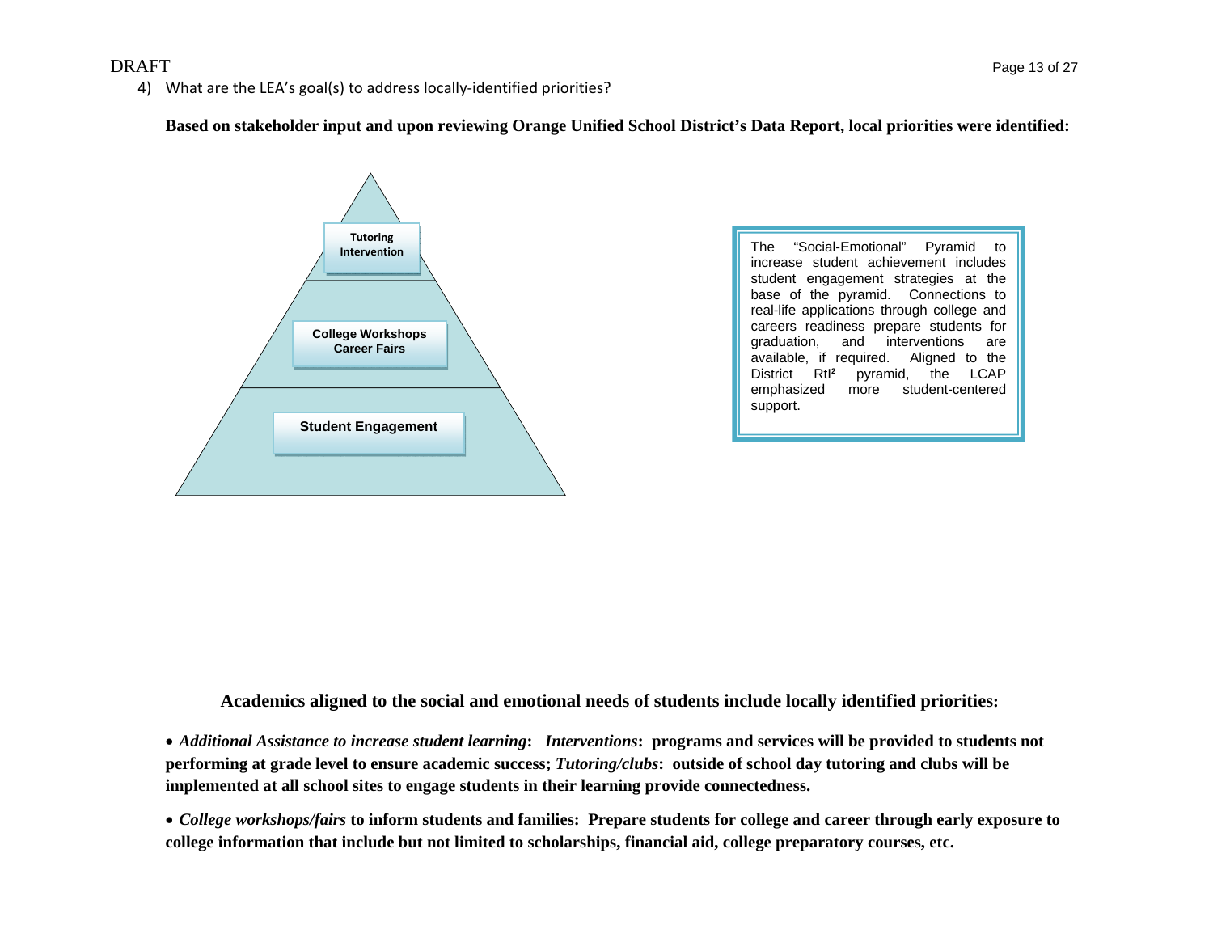DRAFT

4) What are the LEA's goal(s) to address locally-identified priorities?

**Based on stakeholder input and upon reviewing Orange Unified School District's Data Report, local priorities were identified:**

**Tutoring Intervention**

**College Workshops Career Fairs**

**Student Engagement**

The "Social-Emotional" Pyramid to increase student achievement includes student engagement strategies at the base of the pyramid. Connections to real-life applications through college and careers readiness prepare students for graduation, and interventions are available, if required. Aligned to the District RtI² pyramid, the LCAP emphasized more student-centered support.

**Academics aligned to the social and emotional needs of students include locally identified priorities:**

- ***Additional Assistance to increase student learning*: *Interventions*: programs and services will be provided to students not performing at grade level to ensure academic success; *Tutoring/clubs*: outside of school day tutoring and clubs will be implemented at all school sites to engage students in their learning provide connectedness.**
- ***College workshops/fairs* to inform students and families: Prepare students for college and career through early exposure to college information that include but not limited to scholarships, financial aid, college preparatory courses, etc.**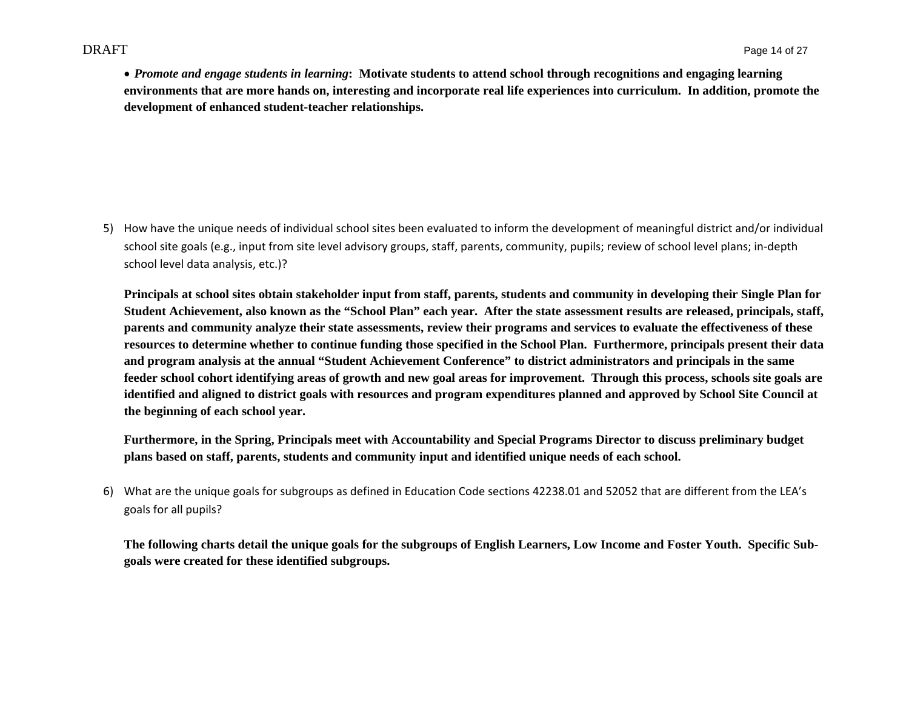- ***Promote and engage students in learning*: Motivate students to attend school through recognitions and engaging learning environments that are more hands on, interesting and incorporate real life experiences into curriculum. In addition, promote the development of enhanced student-teacher relationships.**

5) How have the unique needs of individual school sites been evaluated to inform the development of meaningful district and/or individual school site goals (e.g., input from site level advisory groups, staff, parents, community, pupils; review of school level plans; in-depth school level data analysis, etc.)?

   **Principals at school sites obtain stakeholder input from staff, parents, students and community in developing their Single Plan for Student Achievement, also known as the "School Plan" each year. After the state assessment results are released, principals, staff, parents and community analyze their state assessments, review their programs and services to evaluate the effectiveness of these resources to determine whether to continue funding those specified in the School Plan. Furthermore, principals present their data and program analysis at the annual "Student Achievement Conference" to district administrators and principals in the same feeder school cohort identifying areas of growth and new goal areas for improvement. Through this process, schools site goals are identified and aligned to district goals with resources and program expenditures planned and approved by School Site Council at the beginning of each school year.**

   **Furthermore, in the Spring, Principals meet with Accountability and Special Programs Director to discuss preliminary budget plans based on staff, parents, students and community input and identified unique needs of each school.**

6) What are the unique goals for subgroups as defined in Education Code sections 42238.01 and 52052 that are different from the LEA's goals for all pupils?

   **The following charts detail the unique goals for the subgroups of English Learners, Low Income and Foster Youth. Specific Sub-goals were created for these identified subgroups.**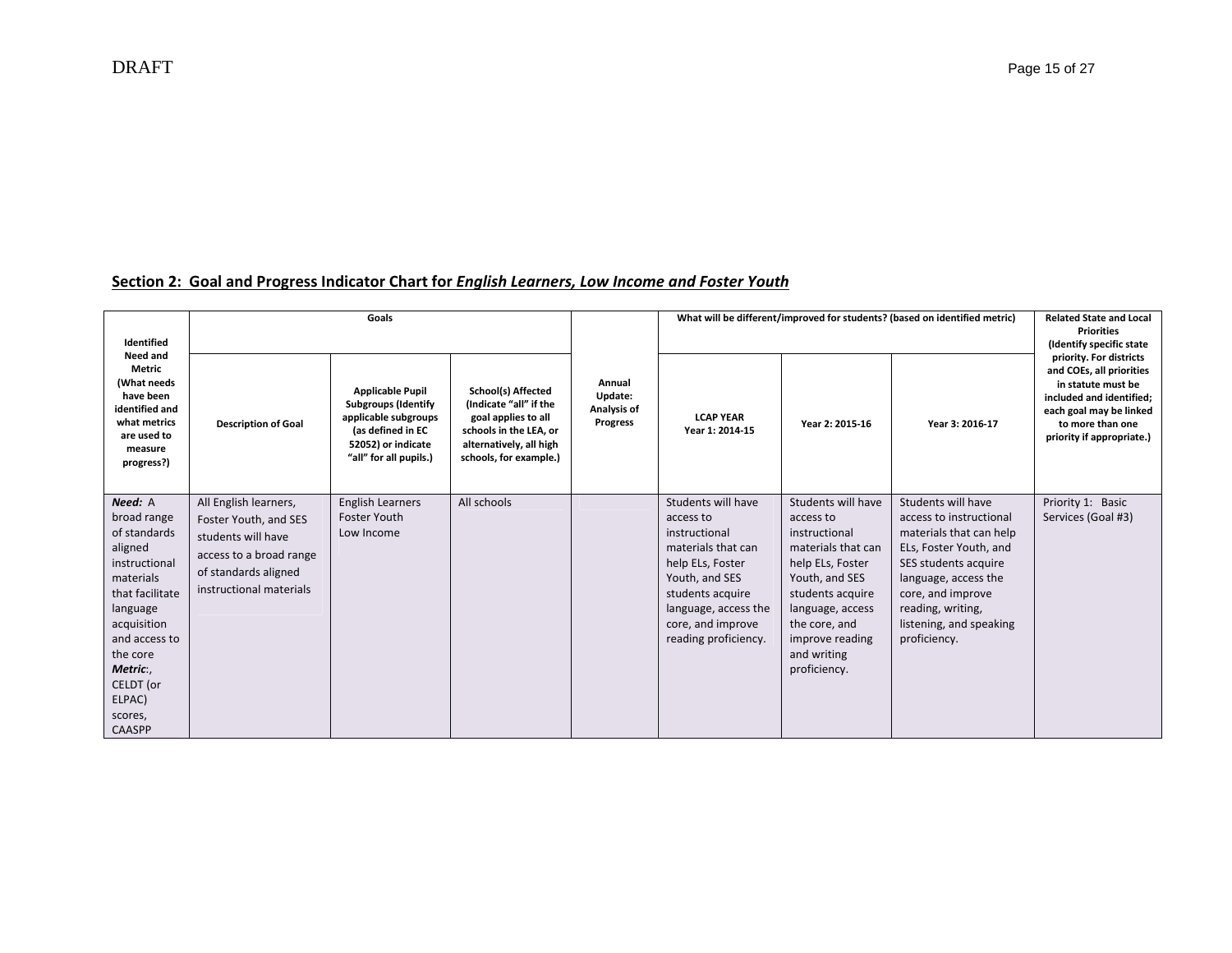## Section 2: Goal and Progress Indicator Chart for *English Learners, Low Income and Foster Youth*

| Identified Need and Metric (What needs have been identified and what metrics are used to measure progress?) | Goals | | | Annual Update: Analysis of Progress | What will be different/improved for students? (based on identified metric) | | | Related State and Local Priorities (Identify specific state priority. For districts and COEs, all priorities in statute must be included and identified; each goal may be linked to more than one priority if appropriate.) |
|---|---|---|---|---|---|---|---|---|
| | Description of Goal | Applicable Pupil Subgroups (Identify applicable subgroups (as defined in EC 52052) or indicate "all" for all pupils.) | School(s) Affected (Indicate "all" if the goal applies to all schools in the LEA, or alternatively, all high schools, for example.) | | LCAP YEAR Year 1: 2014-15 | Year 2: 2015-16 | Year 3: 2016-17 | |
| ***Need:*** A broad range of standards aligned instructional materials that facilitate language acquisition and access to the core ***Metric***:, CELDT (or ELPAC) scores, CAASPP | All English learners, Foster Youth, and SES students will have access to a broad range of standards aligned instructional materials | English Learners Foster Youth Low Income | All schools | | Students will have access to instructional materials that can help ELs, Foster Youth, and SES students acquire language, access the core, and improve reading proficiency. | Students will have access to instructional materials that can help ELs, Foster Youth, and SES students acquire language, access the core, and improve reading and writing proficiency. | Students will have access to instructional materials that can help ELs, Foster Youth, and SES students acquire language, access the core, and improve reading, writing, listening, and speaking proficiency. | Priority 1: Basic Services (Goal #3) |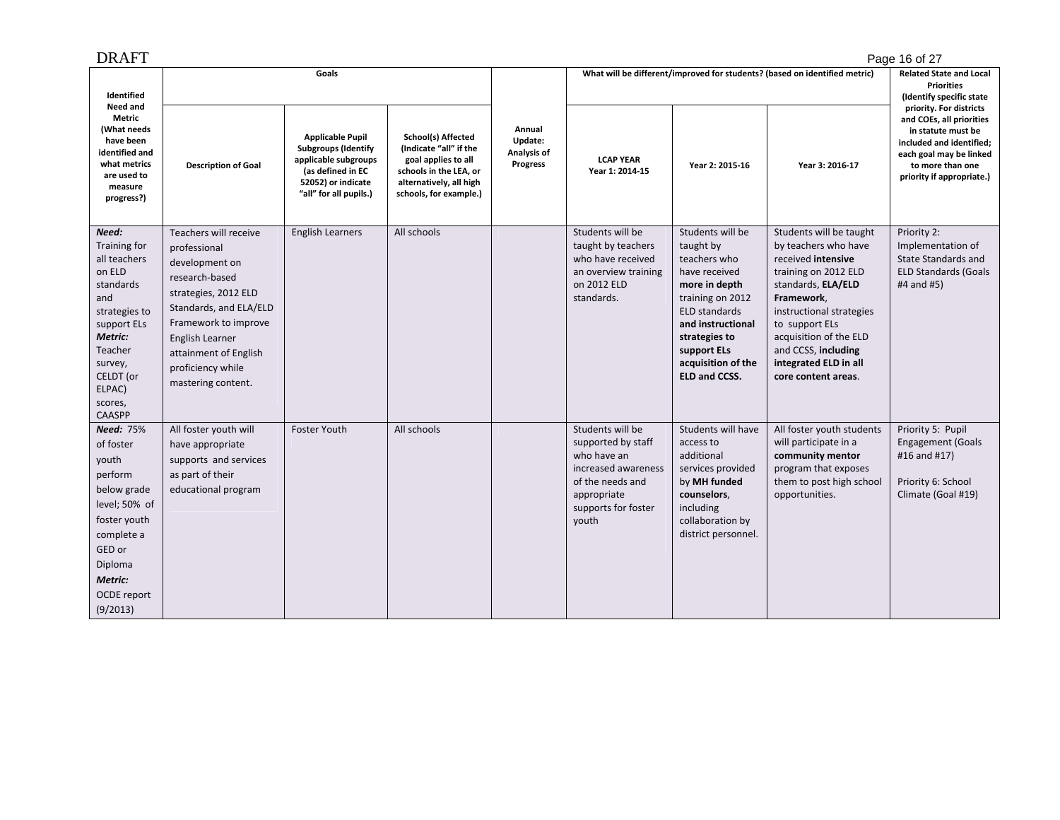DRAFT

| Identified Need and Metric (What needs have been identified and what metrics are used to measure progress?) | Goals | | | Annual Update: Analysis of Progress | What will be different/improved for students? (based on identified metric) | | | Related State and Local Priorities (Identify specific state priority. For districts and COEs, all priorities in statute must be included and identified; each goal may be linked to more than one priority if appropriate.) |
|---|---|---|---|---|---|---|---|---|
| | Description of Goal | Applicable Pupil Subgroups (Identify applicable subgroups (as defined in EC 52052) or indicate "all" for all pupils.) | School(s) Affected (Indicate "all" if the goal applies to all schools in the LEA, or alternatively, all high schools, for example.) | | LCAP YEAR Year 1: 2014-15 | Year 2: 2015-16 | Year 3: 2016-17 | |
| ***Need:*** Training for all teachers on ELD standards and strategies to support ELs ***Metric:*** Teacher survey, CELDT (or ELPAC) scores, CAASPP | Teachers will receive professional development on research-based strategies, 2012 ELD Standards, and ELA/ELD Framework to improve English Learner attainment of English proficiency while mastering content. | English Learners | All schools | | Students will be taught by teachers who have received an overview training on 2012 ELD standards. | Students will be taught by teachers who have received **more in depth** training on 2012 ELD standards **and instructional strategies to support ELs acquisition of the ELD and CCSS.** | Students will be taught by teachers who have received **intensive** training on 2012 ELD standards, **ELA/ELD Framework**, instructional strategies to support ELs acquisition of the ELD and CCSS, **including integrated ELD in all core content areas**. | Priority 2: Implementation of State Standards and ELD Standards (Goals #4 and #5) |
| ***Need:*** 75% of foster youth perform below grade level; 50% of foster youth complete a GED or Diploma ***Metric:*** OCDE report (9/2013) | All foster youth will have appropriate supports and services as part of their educational program | Foster Youth | All schools | | Students will be supported by staff who have an increased awareness of the needs and appropriate supports for foster youth | Students will have access to additional services provided by **MH funded counselors**, including collaboration by district personnel. | All foster youth students will participate in a **community mentor** program that exposes them to post high school opportunities. | Priority 5: Pupil Engagement (Goals #16 and #17)<br><br>Priority 6: School Climate (Goal #19) |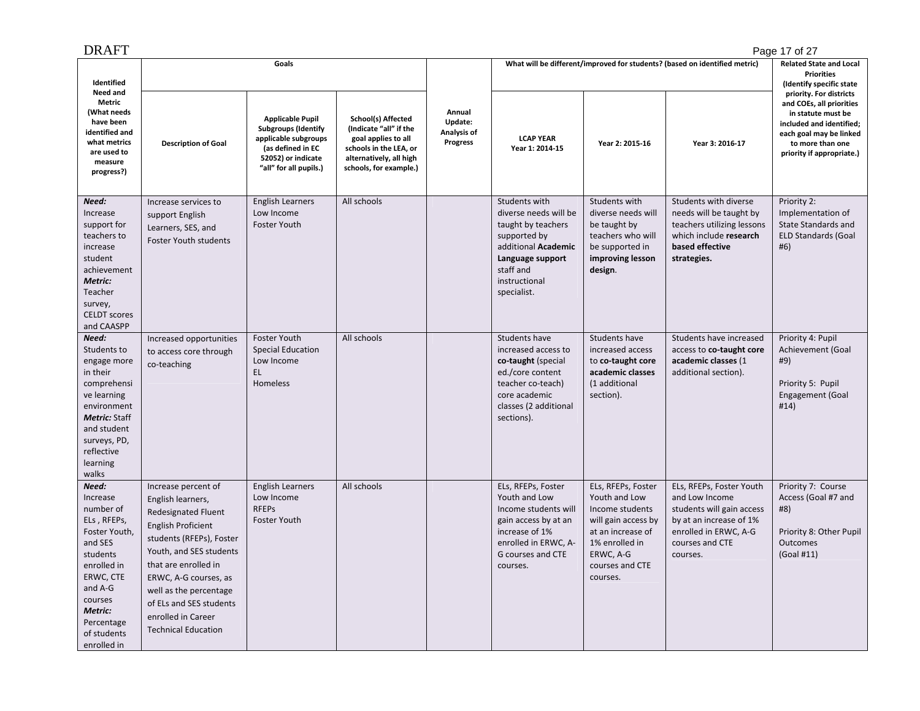DRAFT

| Identified Need and Metric (What needs have been identified and what metrics are used to measure progress?) | Goals | | | Annual Update: Analysis of Progress | What will be different/improved for students? (based on identified metric) | | | Related State and Local Priorities (Identify specific state priority. For districts and COEs, all priorities in statute must be included and identified; each goal may be linked to more than one priority if appropriate.) |
|---|---|---|---|---|---|---|---|---|
| | Description of Goal | Applicable Pupil Subgroups (Identify applicable subgroups (as defined in EC 52052) or indicate "all" for all pupils.) | School(s) Affected (Indicate "all" if the goal applies to all schools in the LEA, or alternatively, all high schools, for example.) | | LCAP YEAR Year 1: 2014-15 | Year 2: 2015-16 | Year 3: 2016-17 | |
| ***Need:*** Increase support for teachers to increase student achievement ***Metric:*** Teacher survey, CELDT scores and CAASPP | Increase services to support English Learners, SES, and Foster Youth students | English Learners Low Income Foster Youth | All schools | | Students with diverse needs will be taught by teachers supported by additional **Academic Language support** staff and instructional specialist. | Students with diverse needs will be taught by teachers who will be supported in **improving lesson design**. | Students with diverse needs will be taught by teachers utilizing lessons which include **research based effective strategies.** | Priority 2: Implementation of State Standards and ELD Standards (Goal #6) |
| ***Need:*** Students to engage more in their comprehensive learning environment ***Metric:*** Staff and student surveys, PD, reflective learning walks | Increased opportunities to access core through co-teaching | Foster Youth Special Education Low Income EL Homeless | All schools | | Students have increased access to **co-taught** (special ed./core content teacher co-teach) core academic classes (2 additional sections). | Students have increased access to **co-taught core academic classes** (1 additional section). | Students have increased access to **co-taught core academic classes** (1 additional section). | Priority 4: Pupil Achievement (Goal #9) Priority 5: Pupil Engagement (Goal #14) |
| ***Need:*** Increase number of ELs , RFEPs, Foster Youth, and SES students enrolled in ERWC, CTE and A-G courses ***Metric:*** Percentage of students enrolled in | Increase percent of English learners, Redesignated Fluent English Proficient students (RFEPs), Foster Youth, and SES students that are enrolled in ERWC, A-G courses, as well as the percentage of ELs and SES students enrolled in Career Technical Education | English Learners Low Income RFEPs Foster Youth | All schools | | ELs, RFEPs, Foster Youth and Low Income students will gain access by at an increase of 1% enrolled in ERWC, A-G courses and CTE courses. | ELs, RFEPs, Foster Youth and Low Income students will gain access by at an increase of 1% enrolled in ERWC, A-G courses and CTE courses. | ELs, RFEPs, Foster Youth and Low Income students will gain access by at an increase of 1% enrolled in ERWC, A-G courses and CTE courses. | Priority 7: Course Access (Goal #7 and #8) Priority 8: Other Pupil Outcomes (Goal #11) |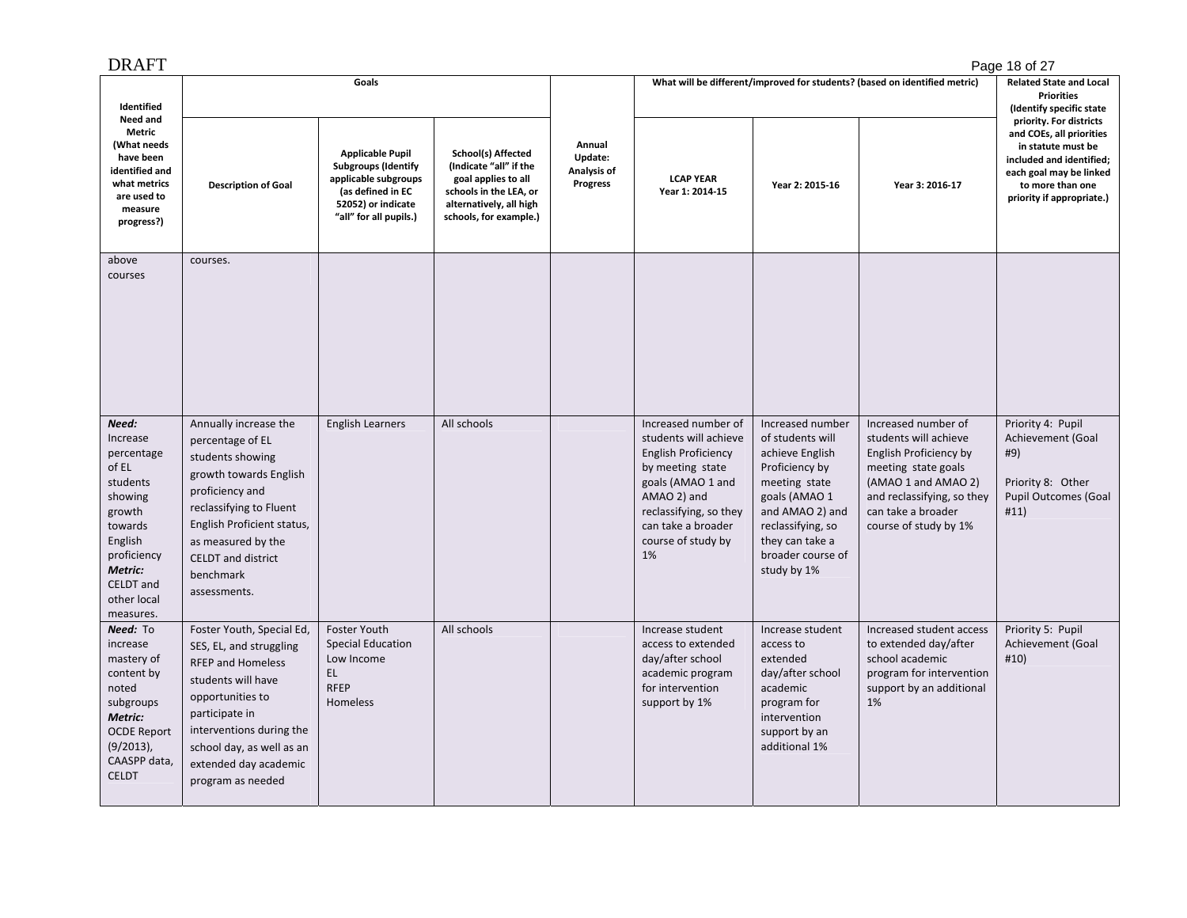DRAFT

| Identified Need and Metric (What needs have been identified and what metrics are used to measure progress?) | Goals | | | Annual Update: Analysis of Progress | What will be different/improved for students? (based on identified metric) | | | Related State and Local Priorities (Identify specific state priority. For districts and COEs, all priorities in statute must be included and identified; each goal may be linked to more than one priority if appropriate.) |
|---|---|---|---|---|---|---|---|---|
| | Description of Goal | Applicable Pupil Subgroups (Identify applicable subgroups (as defined in EC 52052) or indicate "all" for all pupils.) | School(s) Affected (Indicate "all" if the goal applies to all schools in the LEA, or alternatively, all high schools, for example.) | | LCAP YEAR Year 1: 2014-15 | Year 2: 2015-16 | Year 3: 2016-17 | |
| above courses | courses. | | | | | | | |
| ***Need:*** Increase percentage of EL students showing growth towards English proficiency ***Metric:*** CELDT and other local measures. | Annually increase the percentage of EL students showing growth towards English proficiency and reclassifying to Fluent English Proficient status, as measured by the CELDT and district benchmark assessments. | English Learners | All schools | | Increased number of students will achieve English Proficiency by meeting state goals (AMAO 1 and AMAO 2) and reclassifying, so they can take a broader course of study by 1% | Increased number of students will achieve English Proficiency by meeting state goals (AMAO 1 and AMAO 2) and reclassifying, so they can take a broader course of study by 1% | Increased number of students will achieve English Proficiency by meeting state goals (AMAO 1 and AMAO 2) and reclassifying, so they can take a broader course of study by 1% | Priority 4: Pupil Achievement (Goal #9)<br><br>Priority 8: Other Pupil Outcomes (Goal #11) |
| ***Need:*** To increase mastery of content by noted subgroups ***Metric:*** OCDE Report (9/2013), CAASPP data, CELDT | Foster Youth, Special Ed, SES, EL, and struggling RFEP and Homeless students will have opportunities to participate in interventions during the school day, as well as an extended day academic program as needed | Foster Youth<br>Special Education<br>Low Income<br>EL<br>RFEP<br>Homeless | All schools | | Increase student access to extended day/after school academic program for intervention support by 1% | Increase student access to extended day/after school academic program for intervention support by an additional 1% | Increased student access to extended day/after school academic program for intervention support by an additional 1% | Priority 5: Pupil Achievement (Goal #10) |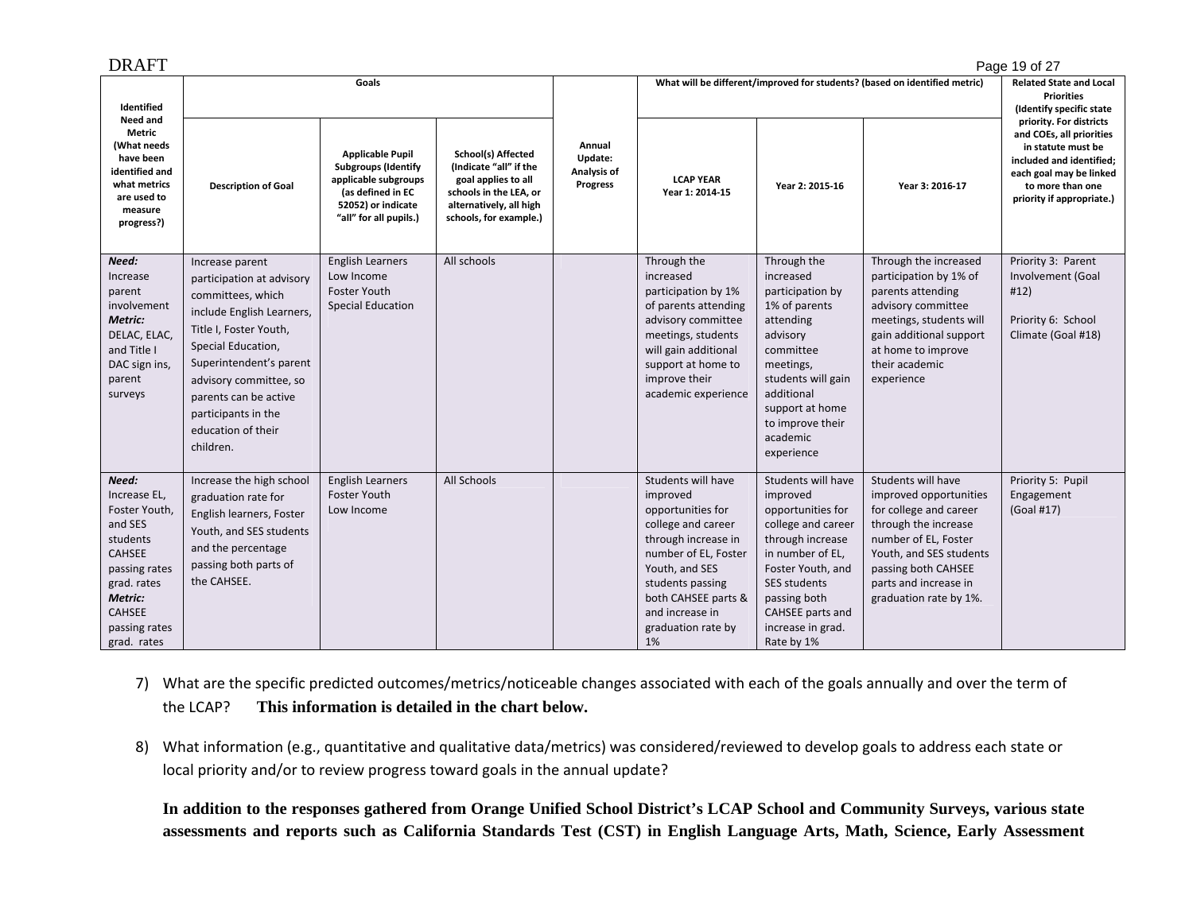DRAFT

| Identified Need and Metric (What needs have been identified and what metrics are used to measure progress?) | Goals | | | Annual Update: Analysis of Progress | What will be different/improved for students? (based on identified metric) | | | Related State and Local Priorities (Identify specific state priority. For districts and COEs, all priorities in statute must be included and identified; each goal may be linked to more than one priority if appropriate.) |
|---|---|---|---|---|---|---|---|---|
| | Description of Goal | Applicable Pupil Subgroups (Identify applicable subgroups (as defined in EC 52052) or indicate "all" for all pupils.) | School(s) Affected (Indicate "all" if the goal applies to all schools in the LEA, or alternatively, all high schools, for example.) | | LCAP YEAR Year 1: 2014-15 | Year 2: 2015-16 | Year 3: 2016-17 | |
| ***Need:*** Increase parent involvement ***Metric:*** DELAC, ELAC, and Title I DAC sign ins, parent surveys | Increase parent participation at advisory committees, which include English Learners, Title I, Foster Youth, Special Education, Superintendent's parent advisory committee, so parents can be active participants in the education of their children. | English Learners Low Income Foster Youth Special Education | All schools | | Through the increased participation by 1% of parents attending advisory committee meetings, students will gain additional support at home to improve their academic experience | Through the increased participation by 1% of parents attending advisory committee meetings, students will gain additional support at home to improve their academic experience | Through the increased participation by 1% of parents attending advisory committee meetings, students will gain additional support at home to improve their academic experience | Priority 3: Parent Involvement (Goal #12) Priority 6: School Climate (Goal #18) |
| ***Need:*** Increase EL, Foster Youth, and SES students CAHSEE passing rates grad. rates ***Metric:*** CAHSEE passing rates grad. rates | Increase the high school graduation rate for English learners, Foster Youth, and SES students and the percentage passing both parts of the CAHSEE. | English Learners Foster Youth Low Income | All Schools | | Students will have improved opportunities for college and career through increase in number of EL, Foster Youth, and SES students passing both CAHSEE parts & and increase in graduation rate by 1% | Students will have improved opportunities for college and career through increase in number of EL, Foster Youth, and SES students passing both CAHSEE parts and increase in grad. Rate by 1% | Students will have improved opportunities for college and career through the increase number of EL, Foster Youth, and SES students passing both CAHSEE parts and increase in graduation rate by 1%. | Priority 5: Pupil Engagement (Goal #17) |

7) What are the specific predicted outcomes/metrics/noticeable changes associated with each of the goals annually and over the term of the LCAP? **This information is detailed in the chart below.**

8) What information (e.g., quantitative and qualitative data/metrics) was considered/reviewed to develop goals to address each state or local priority and/or to review progress toward goals in the annual update?

**In addition to the responses gathered from Orange Unified School District's LCAP School and Community Surveys, various state assessments and reports such as California Standards Test (CST) in English Language Arts, Math, Science, Early Assessment**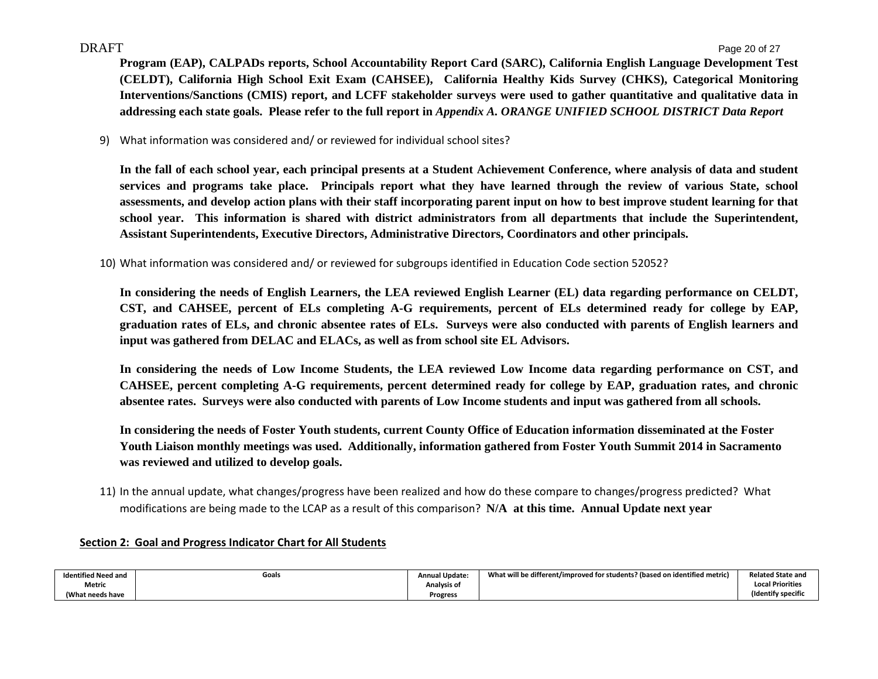**Program (EAP), CALPADs reports, School Accountability Report Card (SARC), California English Language Development Test (CELDT), California High School Exit Exam (CAHSEE), California Healthy Kids Survey (CHKS), Categorical Monitoring Interventions/Sanctions (CMIS) report, and LCFF stakeholder surveys were used to gather quantitative and qualitative data in addressing each state goals. Please refer to the full report in *Appendix A. ORANGE UNIFIED SCHOOL DISTRICT Data Report***

9) What information was considered and/ or reviewed for individual school sites?

   **In the fall of each school year, each principal presents at a Student Achievement Conference, where analysis of data and student services and programs take place. Principals report what they have learned through the review of various State, school assessments, and develop action plans with their staff incorporating parent input on how to best improve student learning for that school year. This information is shared with district administrators from all departments that include the Superintendent, Assistant Superintendents, Executive Directors, Administrative Directors, Coordinators and other principals.**

10) What information was considered and/ or reviewed for subgroups identified in Education Code section 52052?

    **In considering the needs of English Learners, the LEA reviewed English Learner (EL) data regarding performance on CELDT, CST, and CAHSEE, percent of ELs completing A-G requirements, percent of ELs determined ready for college by EAP, graduation rates of ELs, and chronic absentee rates of ELs. Surveys were also conducted with parents of English learners and input was gathered from DELAC and ELACs, as well as from school site EL Advisors.**

    **In considering the needs of Low Income Students, the LEA reviewed Low Income data regarding performance on CST, and CAHSEE, percent completing A-G requirements, percent determined ready for college by EAP, graduation rates, and chronic absentee rates. Surveys were also conducted with parents of Low Income students and input was gathered from all schools.**

    **In considering the needs of Foster Youth students, current County Office of Education information disseminated at the Foster Youth Liaison monthly meetings was used. Additionally, information gathered from Foster Youth Summit 2014 in Sacramento was reviewed and utilized to develop goals.**

11) In the annual update, what changes/progress have been realized and how do these compare to changes/progress predicted? What modifications are being made to the LCAP as a result of this comparison? **N/A at this time. Annual Update next year**

## Section 2: Goal and Progress Indicator Chart for All Students

| Identified Need and Metric (What needs have | Goals | Annual Update: Analysis of Progress | What will be different/improved for students? (based on identified metric) | Related State and Local Priorities (Identify specific |
|---|---|---|---|---|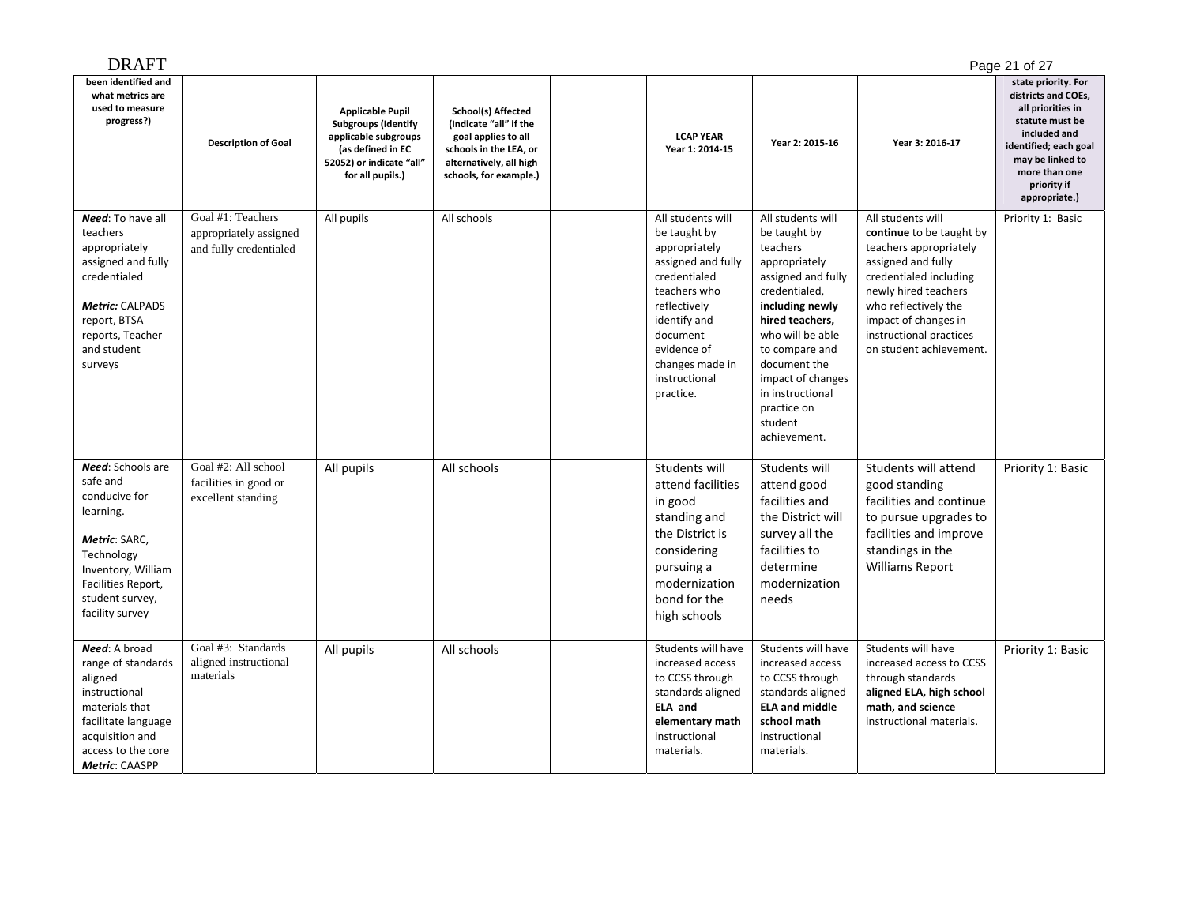DRAFT

| been identified and what metrics are used to measure progress?) | Description of Goal | Applicable Pupil Subgroups (Identify applicable subgroups (as defined in EC 52052) or indicate "all" for all pupils.) | School(s) Affected (Indicate "all" if the goal applies to all schools in the LEA, or alternatively, all high schools, for example.) | | LCAP YEAR Year 1: 2014-15 | Year 2: 2015-16 | Year 3: 2016-17 | state priority. For districts and COEs, all priorities in statute must be included and identified; each goal may be linked to more than one priority if appropriate.) |
|---|---|---|---|---|---|---|---|---|
| ***Need***: To have all teachers appropriately assigned and fully credentialed<br><br>***Metric:*** CALPADS report, BTSA reports, Teacher and student surveys | Goal #1: Teachers appropriately assigned and fully credentialed | All pupils | All schools | | All students will be taught by appropriately assigned and fully credentialed teachers who reflectively identify and document evidence of changes made in instructional practice. | All students will be taught by teachers appropriately assigned and fully credentialed, **including newly hired teachers,** who will be able to compare and document the impact of changes in instructional practice on student achievement. | All students will **continue** to be taught by teachers appropriately assigned and fully credentialed including newly hired teachers who reflectively the impact of changes in instructional practices on student achievement. | Priority 1: Basic |
| ***Need***: Schools are safe and conducive for learning.<br><br>***Metric***: SARC, Technology Inventory, William Facilities Report, student survey, facility survey | Goal #2: All school facilities in good or excellent standing | All pupils | All schools | | Students will attend facilities in good standing and the District is considering pursuing a modernization bond for the high schools | Students will attend good facilities and the District will survey all the facilities to determine modernization needs | Students will attend good standing facilities and continue to pursue upgrades to facilities and improve standings in the Williams Report | Priority 1: Basic |
| ***Need***: A broad range of standards aligned instructional materials that facilitate language acquisition and access to the core<br>***Metric***: CAASPP | Goal #3: Standards aligned instructional materials | All pupils | All schools | | Students will have increased access to CCSS through standards aligned **ELA and elementary math** instructional materials. | Students will have increased access to CCSS through standards aligned **ELA and middle school math** instructional materials. | Students will have increased access to CCSS through standards **aligned ELA, high school math, and science** instructional materials. | Priority 1: Basic |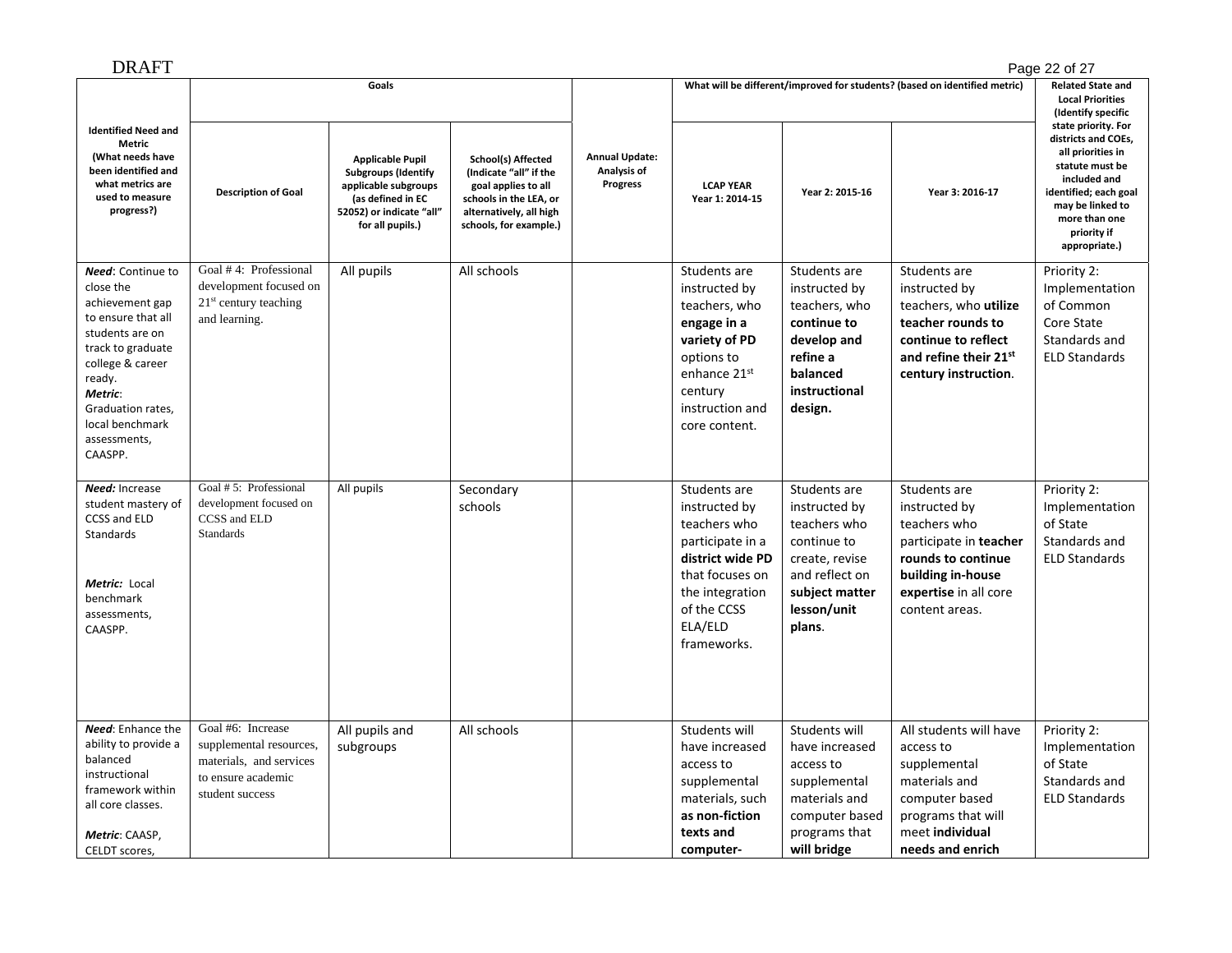DRAFT

| Identified Need and Metric (What needs have been identified and what metrics are used to measure progress?) | Goals | | | Annual Update: Analysis of Progress | What will be different/improved for students? (based on identified metric) | | | Related State and Local Priorities (Identify specific state priority. For districts and COEs, all priorities in statute must be included and identified; each goal may be linked to more than one priority if appropriate.) |
|---|---|---|---|---|---|---|---|---|
| | Description of Goal | Applicable Pupil Subgroups (Identify applicable subgroups (as defined in EC 52052) or indicate "all" for all pupils.) | School(s) Affected (Indicate "all" if the goal applies to all schools in the LEA, or alternatively, all high schools, for example.) | | LCAP YEAR Year 1: 2014-15 | Year 2: 2015-16 | Year 3: 2016-17 | |
| ***Need***: Continue to close the achievement gap to ensure that all students are on track to graduate college & career ready. ***Metric***: Graduation rates, local benchmark assessments, CAASPP. | Goal # 4: Professional development focused on 21[st] century teaching and learning. | All pupils | All schools | | Students are instructed by teachers, who **engage in a variety of PD** options to enhance 21[st] century instruction and core content. | Students are instructed by teachers, who **continue to develop and refine a balanced instructional design.** | Students are instructed by teachers, who **utilize teacher rounds to continue to reflect and refine their 21[st] century instruction**. | Priority 2: Implementation of Common Core State Standards and ELD Standards |
| ***Need:*** Increase student mastery of CCSS and ELD Standards ***Metric:*** Local benchmark assessments, CAASPP. | Goal # 5: Professional development focused on CCSS and ELD Standards | All pupils | Secondary schools | | Students are instructed by teachers who participate in a **district wide PD** that focuses on the integration of the CCSS ELA/ELD frameworks. | Students are instructed by teachers who continue to create, revise and reflect on **subject matter lesson/unit plans**. | Students are instructed by teachers who participate in **teacher rounds to continue building in-house expertise** in all core content areas. | Priority 2: Implementation of State Standards and ELD Standards |
| ***Need***: Enhance the ability to provide a balanced instructional framework within all core classes. ***Metric***: CAASP, CELDT scores, | Goal #6: Increase supplemental resources, materials, and services to ensure academic student success | All pupils and subgroups | All schools | | Students will have increased access to supplemental materials, such **as non-fiction texts and computer-** | Students will have increased access to supplemental materials and computer based programs that **will bridge** | All students will have access to supplemental materials and computer based programs that will meet **individual needs and enrich** | Priority 2: Implementation of State Standards and ELD Standards |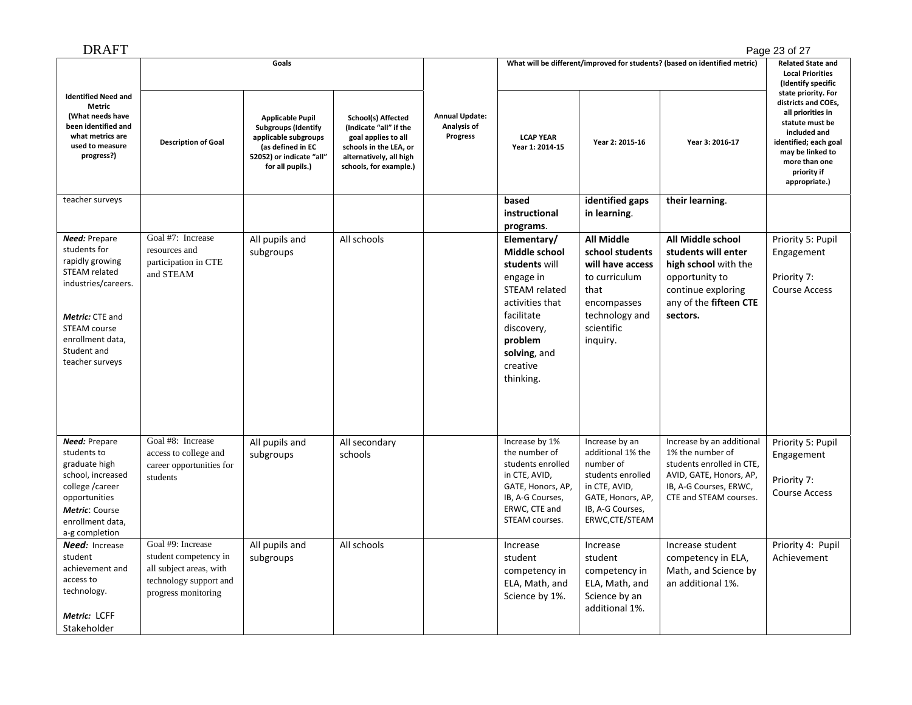DRAFT

| Identified Need and Metric (What needs have been identified and what metrics are used to measure progress?) | Goals | | | Annual Update: Analysis of Progress | What will be different/improved for students? (based on identified metric) | | | Related State and Local Priorities (Identify specific state priority. For districts and COEs, all priorities in statute must be included and identified; each goal may be linked to more than one priority if appropriate.) |
|---|---|---|---|---|---|---|---|---|
| | Description of Goal | Applicable Pupil Subgroups (Identify applicable subgroups (as defined in EC 52052) or indicate "all" for all pupils.) | School(s) Affected (Indicate "all" if the goal applies to all schools in the LEA, or alternatively, all high schools, for example.) | | LCAP YEAR Year 1: 2014-15 | Year 2: 2015-16 | Year 3: 2016-17 | |
| teacher surveys | | | | | **based instructional programs**. | **identified gaps in learning**. | **their learning**. | |
| ***Need:*** Prepare students for rapidly growing STEAM related industries/careers.<br><br>***Metric:*** CTE and STEAM course enrollment data, Student and teacher surveys | Goal #7: Increase resources and participation in CTE and STEAM | All pupils and subgroups | All schools | | **Elementary/ Middle school students** will engage in STEAM related activities that facilitate discovery, **problem solving**, and creative thinking. | **All Middle school students will have access** to curriculum that encompasses technology and scientific inquiry. | **All Middle school students will enter high school** with the opportunity to continue exploring any of the **fifteen CTE sectors.** | Priority 5: Pupil Engagement<br><br>Priority 7: Course Access |
| ***Need:*** Prepare students to graduate high school, increased college /career opportunities<br>***Metric***: Course enrollment data, a-g completion | Goal #8: Increase access to college and career opportunities for students | All pupils and subgroups | All secondary schools | | Increase by 1% the number of students enrolled in CTE, AVID, GATE, Honors, AP, IB, A-G Courses, ERWC, CTE and STEAM courses. | Increase by an additional 1% the number of students enrolled in CTE, AVID, GATE, Honors, AP, IB, A-G Courses, ERWC,CTE/STEAM | Increase by an additional 1% the number of students enrolled in CTE, AVID, GATE, Honors, AP, IB, A-G Courses, ERWC, CTE and STEAM courses. | Priority 5: Pupil Engagement<br><br>Priority 7: Course Access |
| ***Need:*** Increase student achievement and access to technology.<br><br>***Metric:*** LCFF Stakeholder | Goal #9: Increase student competency in all subject areas, with technology support and progress monitoring | All pupils and subgroups | All schools | | Increase student competency in ELA, Math, and Science by 1%. | Increase student competency in ELA, Math, and Science by an additional 1%. | Increase student competency in ELA, Math, and Science by an additional 1%. | Priority 4: Pupil Achievement |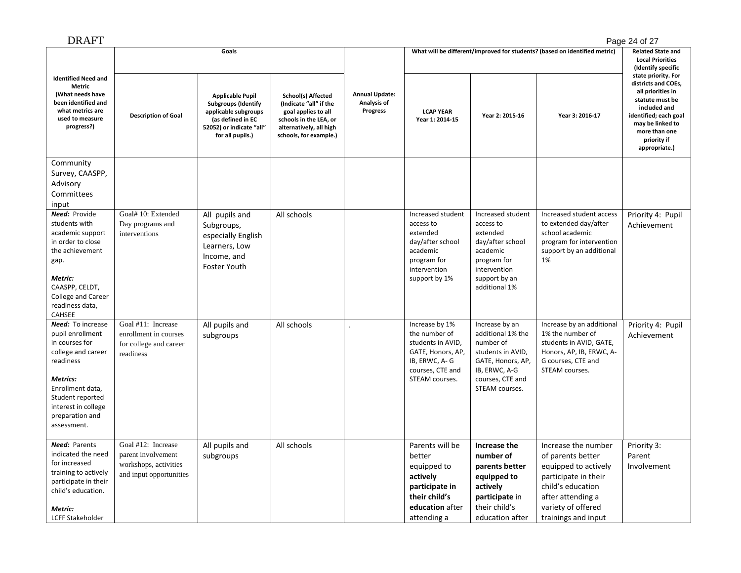DRAFT

| Identified Need and Metric (What needs have been identified and what metrics are used to measure progress?) | Goals | | | Annual Update: Analysis of Progress | What will be different/improved for students? (based on identified metric) | | | Related State and Local Priorities (Identify specific state priority. For districts and COEs, all priorities in statute must be included and identified; each goal may be linked to more than one priority if appropriate.) |
|---|---|---|---|---|---|---|---|---|
| | Description of Goal | Applicable Pupil Subgroups (Identify applicable subgroups (as defined in EC 52052) or indicate "all" for all pupils.) | School(s) Affected (Indicate "all" if the goal applies to all schools in the LEA, or alternatively, all high schools, for example.) | | LCAP YEAR Year 1: 2014-15 | Year 2: 2015-16 | Year 3: 2016-17 | |
| Community Survey, CAASPP, Advisory Committees input | | | | | | | | |
| ***Need:*** Provide students with academic support in order to close the achievement gap.<br><br>***Metric:*** CAASPP, CELDT, College and Career readiness data, CAHSEE | Goal# 10: Extended Day programs and interventions | All pupils and Subgroups, especially English Learners, Low Income, and Foster Youth | All schools | | Increased student access to extended day/after school academic program for intervention support by 1% | Increased student access to extended day/after school academic program for intervention support by an additional 1% | Increased student access to extended day/after school academic program for intervention support by an additional 1% | Priority 4: Pupil Achievement |
| ***Need:*** To increase pupil enrollment in courses for college and career readiness<br><br>***Metrics:*** Enrollment data, Student reported interest in college preparation and assessment. | Goal #11: Increase enrollment in courses for college and career readiness | All pupils and subgroups | All schools | . | Increase by 1% the number of students in AVID, GATE, Honors, AP, IB, ERWC, A- G courses, CTE and STEAM courses. | Increase by an additional 1% the number of students in AVID, GATE, Honors, AP, IB, ERWC, A-G courses, CTE and STEAM courses. | Increase by an additional 1% the number of students in AVID, GATE, Honors, AP, IB, ERWC, A-G courses, CTE and STEAM courses. | Priority 4: Pupil Achievement |
| ***Need:*** Parents indicated the need for increased training to actively participate in their child's education.<br><br>***Metric:*** LCFF Stakeholder | Goal #12: Increase parent involvement workshops, activities and input opportunities | All pupils and subgroups | All schools | | Parents will be better equipped to **actively participate in their child's education** after attending a | **Increase the number of parents better equipped to actively participate** in their child's education after | Increase the number of parents better equipped to actively participate in their child's education after attending a variety of offered trainings and input | Priority 3: Parent Involvement |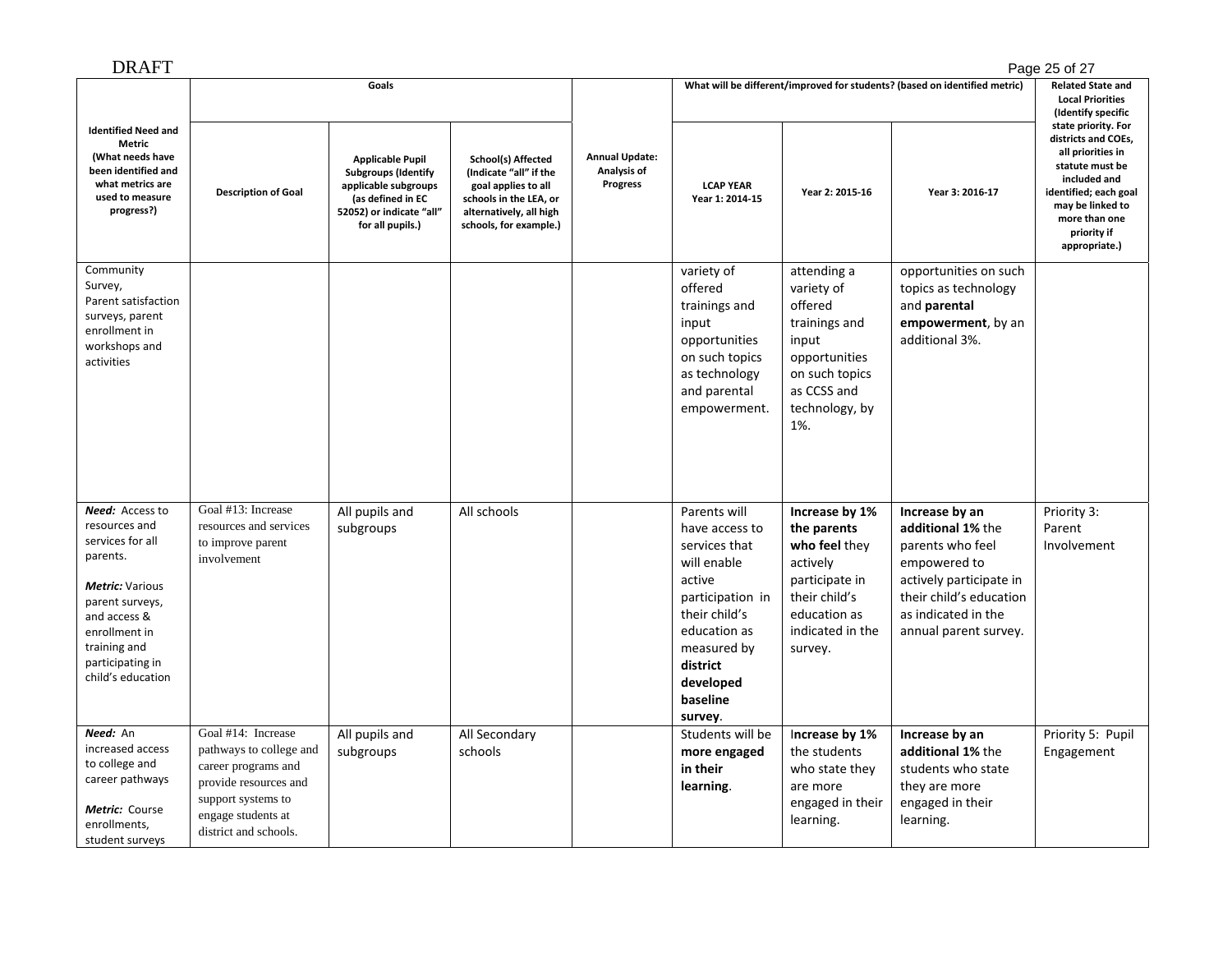DRAFT

| Identified Need and Metric (What needs have been identified and what metrics are used to measure progress?) | Goals | | | Annual Update: Analysis of Progress | What will be different/improved for students? (based on identified metric) | | | Related State and Local Priorities (Identify specific state priority. For districts and COEs, all priorities in statute must be included and identified; each goal may be linked to more than one priority if appropriate.) |
|---|---|---|---|---|---|---|---|---|
| | Description of Goal | Applicable Pupil Subgroups (Identify applicable subgroups (as defined in EC 52052) or indicate "all" for all pupils.) | School(s) Affected (Indicate "all" if the goal applies to all schools in the LEA, or alternatively, all high schools, for example.) | | LCAP YEAR Year 1: 2014-15 | Year 2: 2015-16 | Year 3: 2016-17 | |
| Community Survey, Parent satisfaction surveys, parent enrollment in workshops and activities | | | | | variety of offered trainings and input opportunities on such topics as technology and parental empowerment. | attending a variety of offered trainings and input opportunities on such topics as CCSS and technology, by 1%. | opportunities on such topics as technology and **parental empowerment**, by an additional 3%. | |
| ***Need:*** Access to resources and services for all parents.<br><br>***Metric:*** Various parent surveys, and access & enrollment in training and participating in child's education | Goal #13: Increase resources and services to improve parent involvement | All pupils and subgroups | All schools | | Parents will have access to services that will enable active participation in their child's education as measured by **district developed baseline survey**. | **Increase by 1% the parents who feel** they actively participate in their child's education as indicated in the survey. | **Increase by an additional 1%** the parents who feel empowered to actively participate in their child's education as indicated in the annual parent survey. | Priority 3: Parent Involvement |
| ***Need:*** An increased access to college and career pathways<br><br>***Metric:*** Course enrollments, student surveys | Goal #14: Increase pathways to college and career programs and provide resources and support systems to engage students at district and schools. | All pupils and subgroups | All Secondary schools | | Students will be **more engaged in their learning**. | **Increase by 1%** the students who state they are more engaged in their learning. | **Increase by an additional 1%** the students who state they are more engaged in their learning. | Priority 5: Pupil Engagement |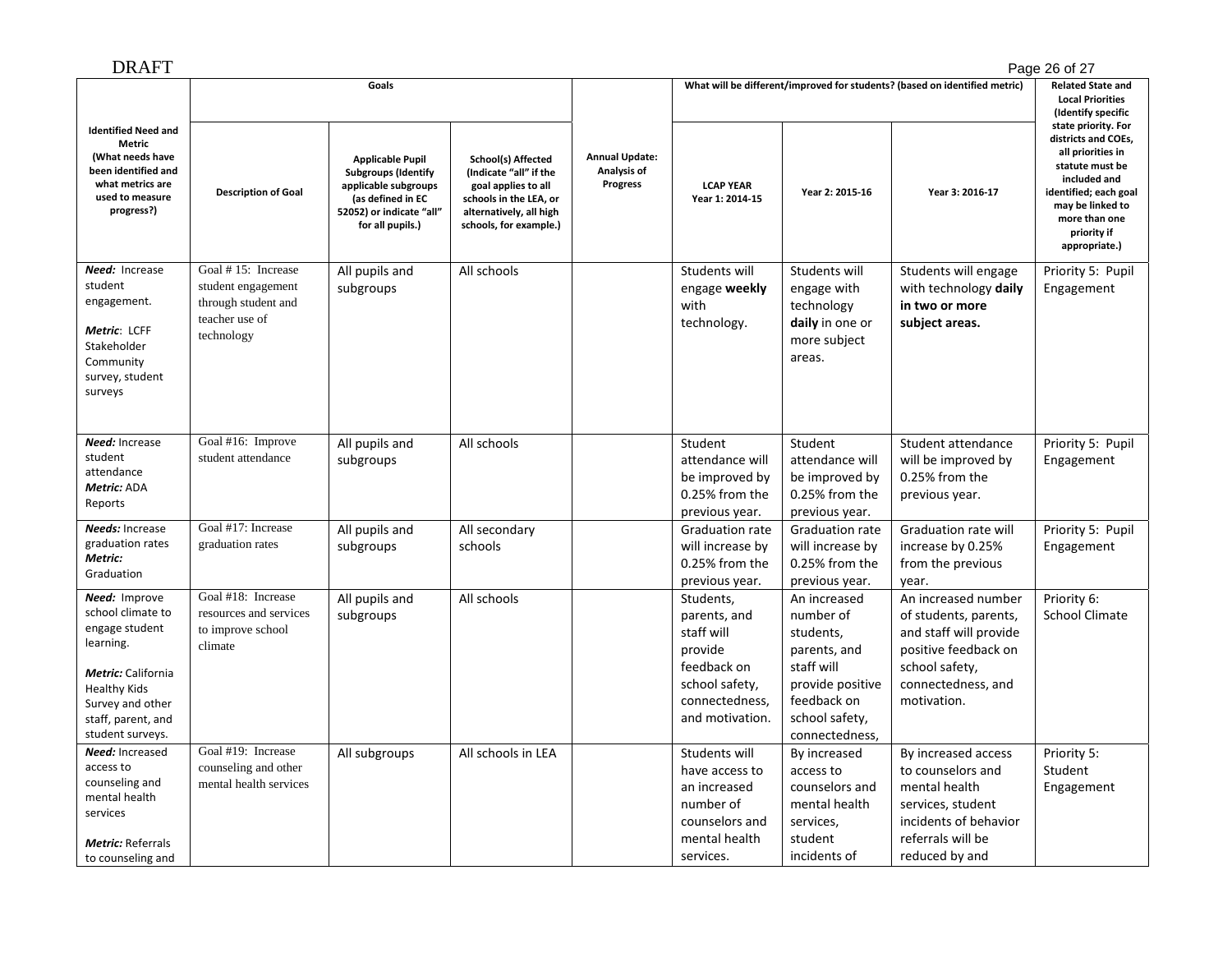DRAFT

| Identified Need and Metric (What needs have been identified and what metrics are used to measure progress?) | Goals | | | Annual Update: Analysis of Progress | What will be different/improved for students? (based on identified metric) | | | Related State and Local Priorities (Identify specific state priority. For districts and COEs, all priorities in statute must be included and identified; each goal may be linked to more than one priority if appropriate.) |
|---|---|---|---|---|---|---|---|---|
| | Description of Goal | Applicable Pupil Subgroups (Identify applicable subgroups (as defined in EC 52052) or indicate "all" for all pupils.) | School(s) Affected (Indicate "all" if the goal applies to all schools in the LEA, or alternatively, all high schools, for example.) | | LCAP YEAR Year 1: 2014-15 | Year 2: 2015-16 | Year 3: 2016-17 | |
| ***Need:*** Increase student engagement. ***Metric***: LCFF Stakeholder Community survey, student surveys | Goal # 15: Increase student engagement through student and teacher use of technology | All pupils and subgroups | All schools | | Students will engage **weekly** with technology. | Students will engage with technology **daily** in one or more subject areas. | Students will engage with technology **daily in two or more subject areas.** | Priority 5: Pupil Engagement |
| ***Need:*** Increase student attendance ***Metric:*** ADA Reports | Goal #16: Improve student attendance | All pupils and subgroups | All schools | | Student attendance will be improved by 0.25% from the previous year. | Student attendance will be improved by 0.25% from the previous year. | Student attendance will be improved by 0.25% from the previous year. | Priority 5: Pupil Engagement |
| ***Needs:*** Increase graduation rates ***Metric:*** Graduation | Goal #17: Increase graduation rates | All pupils and subgroups | All secondary schools | | Graduation rate will increase by 0.25% from the previous year. | Graduation rate will increase by 0.25% from the previous year. | Graduation rate will increase by 0.25% from the previous year. | Priority 5: Pupil Engagement |
| ***Need:*** Improve school climate to engage student learning. ***Metric:*** California Healthy Kids Survey and other staff, parent, and student surveys. | Goal #18: Increase resources and services to improve school climate | All pupils and subgroups | All schools | | Students, parents, and staff will provide feedback on school safety, connectedness, and motivation. | An increased number of students, parents, and staff will provide positive feedback on school safety, connectedness, | An increased number of students, parents, and staff will provide positive feedback on school safety, connectedness, and motivation. | Priority 6: School Climate |
| ***Need:*** Increased access to counseling and mental health services ***Metric:*** Referrals to counseling and | Goal #19: Increase counseling and other mental health services | All subgroups | All schools in LEA | | Students will have access to an increased number of counselors and mental health services. | By increased access to counselors and mental health services, student incidents of | By increased access to counselors and mental health services, student incidents of behavior referrals will be reduced by and | Priority 5: Student Engagement |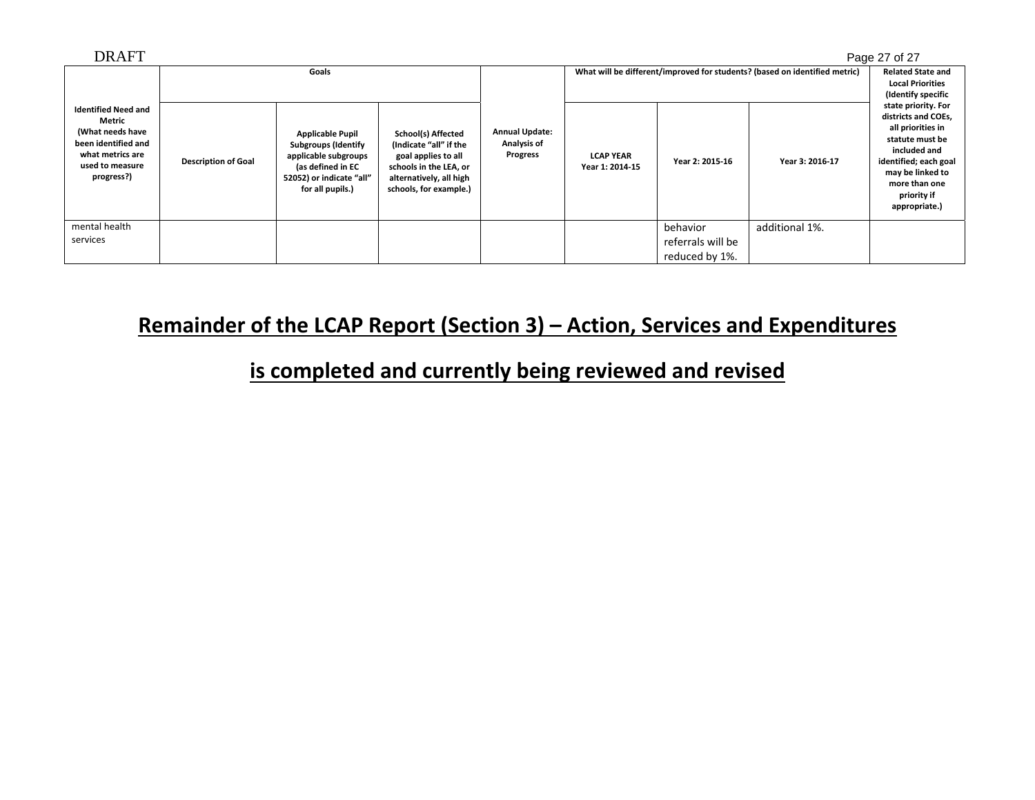| Identified Need and Metric (What needs have been identified and what metrics are used to measure progress?) | Goals | | | Annual Update: Analysis of Progress | What will be different/improved for students? (based on identified metric) | | | Related State and Local Priorities (Identify specific state priority. For districts and COEs, all priorities in statute must be included and identified; each goal may be linked to more than one priority if appropriate.) |
|---|---|---|---|---|---|---|---|---|
| | Description of Goal | Applicable Pupil Subgroups (Identify applicable subgroups (as defined in EC 52052) or indicate "all" for all pupils.) | School(s) Affected (Indicate "all" if the goal applies to all schools in the LEA, or alternatively, all high schools, for example.) | | LCAP YEAR Year 1: 2014-15 | Year 2: 2015-16 | Year 3: 2016-17 | |
| mental health services | | | | | | behavior referrals will be reduced by 1%. | additional 1%. | |

## Remainder of the LCAP Report (Section 3) – Action, Services and Expenditures

## is completed and currently being reviewed and revised